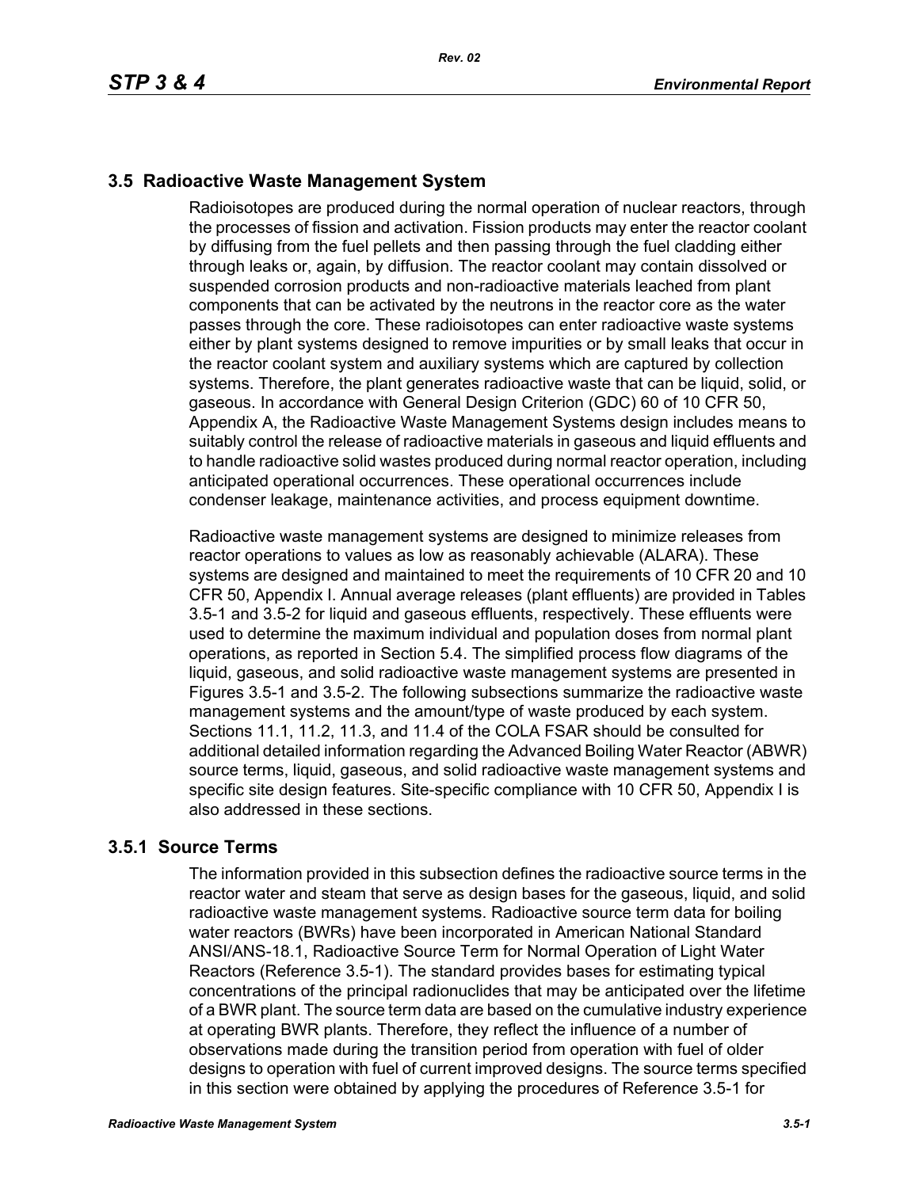## 3.5 Radioactive Waste Management System

Radioisotopes are produced during the normal operation of nuclear reactors, through the processes of fission and activation. Fission products may enter the reactor coolant by diffusing from the fuel pellets and then passing through the fuel cladding either through leaks or, again, by diffusion. The reactor coolant may contain dissolved or suspended corrosion products and non-radioactive materials leached from plant components that can be activated by the neutrons in the reactor core as the water passes through the core. These radioisotopes can enter radioactive waste systems either by plant systems designed to remove impurities or by small leaks that occur in the reactor coolant system and auxiliary systems which are captured by collection systems. Therefore, the plant generates radioactive waste that can be liquid, solid, or gaseous. In accordance with General Design Criterion (GDC) 60 of 10 CFR 50, Appendix A, the Radioactive Waste Management Systems design includes means to suitably control the release of radioactive materials in gaseous and liquid effluents and to handle radioactive solid wastes produced during normal reactor operation, including anticipated operational occurrences. These operational occurrences include condenser leakage, maintenance activities, and process equipment downtime.

Radioactive waste management systems are designed to minimize releases from reactor operations to values as low as reasonably achievable (ALARA). These systems are designed and maintained to meet the requirements of 10 CFR 20 and 10 CFR 50, Appendix I. Annual average releases (plant effluents) are provided in Tables 3.5-1 and 3.5-2 for liquid and gaseous effluents, respectively. These effluents were used to determine the maximum individual and population doses from normal plant operations, as reported in Section 5.4. The simplified process flow diagrams of the liquid, gaseous, and solid radioactive waste management systems are presented in Figures 3.5-1 and 3.5-2. The following subsections summarize the radioactive waste management systems and the amount/type of waste produced by each system. Sections 11.1, 11.2, 11.3, and 11.4 of the COLA FSAR should be consulted for additional detailed information regarding the Advanced Boiling Water Reactor (ABWR) source terms, liquid, gaseous, and solid radioactive waste management systems and specific site design features. Site-specific compliance with 10 CFR 50, Appendix I is also addressed in these sections.

### 3.5.1 Source Terms

The information provided in this subsection defines the radioactive source terms in the reactor water and steam that serve as design bases for the gaseous, liquid, and solid radioactive waste management systems. Radioactive source term data for boiling water reactors (BWRs) have been incorporated in American National Standard ANSI/ANS-18.1, Radioactive Source Term for Normal Operation of Light Water Reactors (Reference 3.5-1). The standard provides bases for estimating typical concentrations of the principal radionuclides that may be anticipated over the lifetime of a BWR plant. The source term data are based on the cumulative industry experience at operating BWR plants. Therefore, they reflect the influence of a number of observations made during the transition period from operation with fuel of older designs to operation with fuel of current improved designs. The source terms specified in this section were obtained by applying the procedures of Reference 3.5-1 for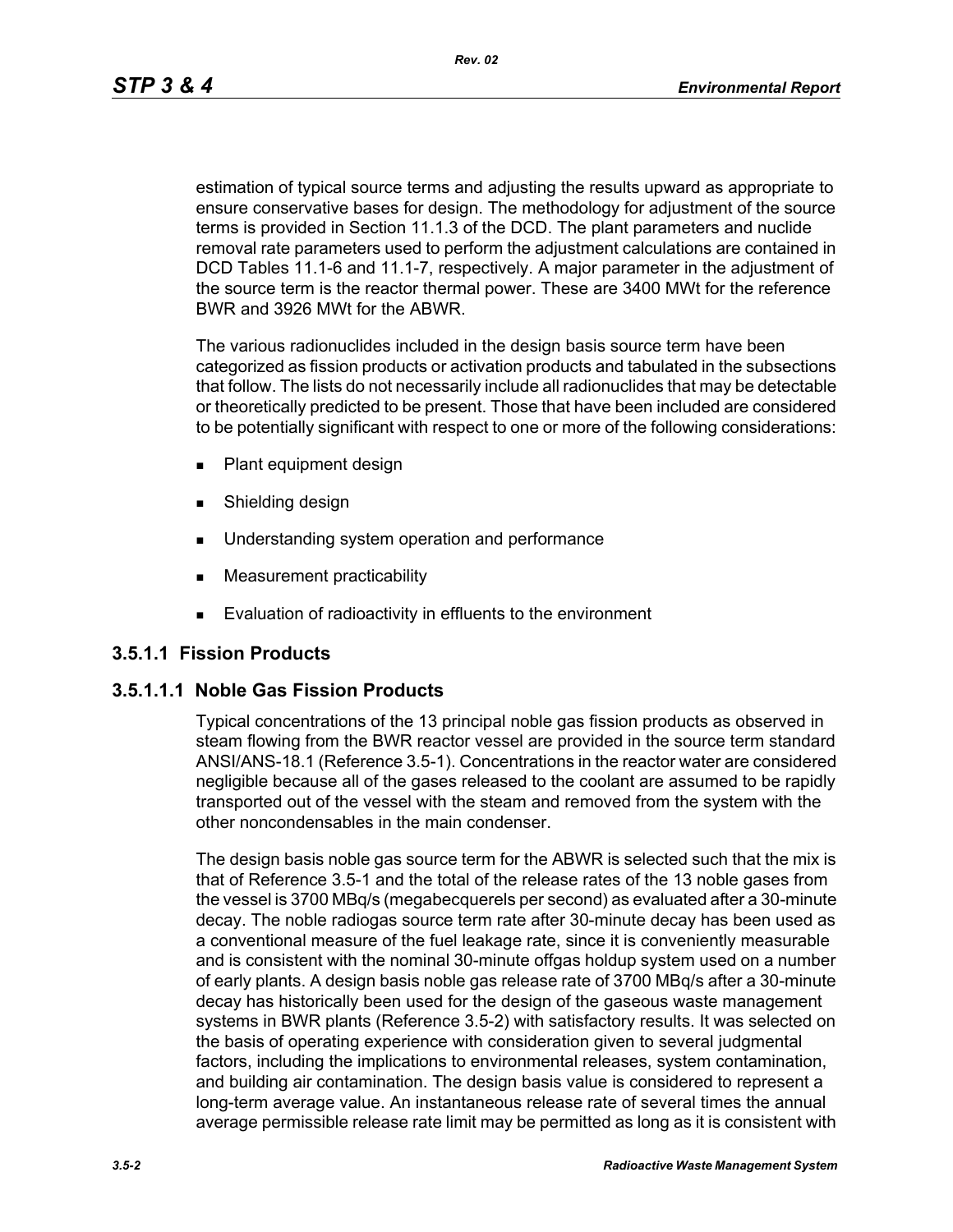estimation of typical source terms and adjusting the results upward as appropriate to ensure conservative bases for design. The methodology for adjustment of the source terms is provided in Section 11.1.3 of the DCD. The plant parameters and nuclide removal rate parameters used to perform the adjustment calculations are contained in DCD Tables 11.1-6 and 11.1-7, respectively. A major parameter in the adjustment of the source term is the reactor thermal power. These are 3400 MWt for the reference BWR and 3926 MWt for the ABWR.

The various radionuclides included in the design basis source term have been categorized as fission products or activation products and tabulated in the subsections that follow. The lists do not necessarily include all radionuclides that may be detectable or theoretically predicted to be present. Those that have been included are considered to be potentially significant with respect to one or more of the following considerations:

- Plant equipment design
- Shielding design
- Understanding system operation and performance
- Measurement practicability
- Evaluation of radioactivity in effluents to the environment

### 3.5.1.1 Fission Products

#### 3.5.1.1.1 Noble Gas Fission Products

Typical concentrations of the 13 principal noble gas fission products as observed in steam flowing from the BWR reactor vessel are provided in the source term standard ANSI/ANS-18.1 (Reference 3.5-1). Concentrations in the reactor water are considered negligible because all of the gases released to the coolant are assumed to be rapidly transported out of the vessel with the steam and removed from the system with the other noncondensables in the main condenser.

The design basis noble gas source term for the ABWR is selected such that the mix is that of Reference 3.5-1 and the total of the release rates of the 13 noble gases from the vessel is 3700 MBq/s (megabecquerels per second) as evaluated after a 30-minute decay. The noble radiogas source term rate after 30-minute decay has been used as a conventional measure of the fuel leakage rate, since it is conveniently measurable and is consistent with the nominal 30-minute offgas holdup system used on a number of early plants. A design basis noble gas release rate of 3700 MBq/s after a 30-minute decay has historically been used for the design of the gaseous waste management systems in BWR plants (Reference 3.5-2) with satisfactory results. It was selected on the basis of operating experience with consideration given to several judgmental factors, including the implications to environmental releases, system contamination, and building air contamination. The design basis value is considered to represent a long-term average value. An instantaneous release rate of several times the annual average permissible release rate limit may be permitted as long as it is consistent with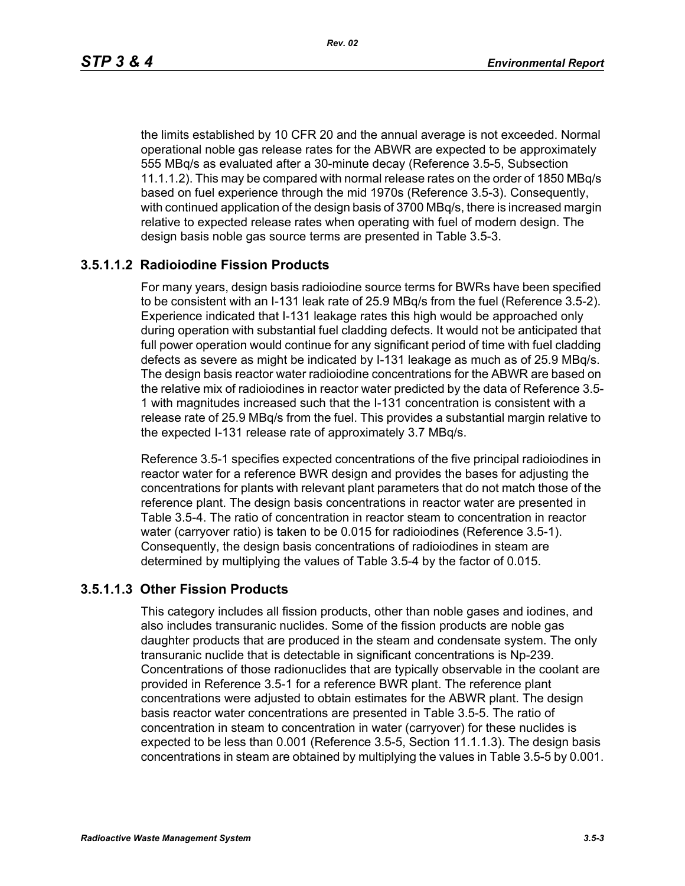the limits established by 10 CFR 20 and the annual average is not exceeded. Normal operational noble gas release rates for the ABWR are expected to be approximately 555 MBq/s as evaluated after a 30-minute decay (Reference 3.5-5, Subsection 11.1.1.2). This may be compared with normal release rates on the order of 1850 MBq/s based on fuel experience through the mid 1970s (Reference 3.5-3). Consequently, with continued application of the design basis of 3700 MBq/s, there is increased margin relative to expected release rates when operating with fuel of modern design. The design basis noble gas source terms are presented in Table 3.5-3.

### 3.5.1.1.2 Radioiodine Fission Products

For many years, design basis radioiodine source terms for BWRs have been specified to be consistent with an I-131 leak rate of 25.9 MBq/s from the fuel (Reference 3.5-2). Experience indicated that I-131 leakage rates this high would be approached only during operation with substantial fuel cladding defects. It would not be anticipated that full power operation would continue for any significant period of time with fuel cladding defects as severe as might be indicated by I-131 leakage as much as of 25.9 MBq/s. The design basis reactor water radioiodine concentrations for the ABWR are based on the relative mix of radioiodines in reactor water predicted by the data of Reference 3.5-1 with magnitudes increased such that the I-131 concentration is consistent with a release rate of 25.9 MBq/s from the fuel. This provides a substantial margin relative to the expected I-131 release rate of approximately 3.7 MBq/s.

Reference 3.5-1 specifies expected concentrations of the five principal radioiodines in reactor water for a reference BWR design and provides the bases for adjusting the concentrations for plants with relevant plant parameters that do not match those of the reference plant. The design basis concentrations in reactor water are presented in Table 3.5-4. The ratio of concentration in reactor steam to concentration in reactor water (carryover ratio) is taken to be 0.015 for radioiodines (Reference 3.5-1). Consequently, the design basis concentrations of radioiodines in steam are determined by multiplying the values of Table 3.5-4 by the factor of 0.015.

### 3.5.1.1.3 Other Fission Products

This category includes all fission products, other than noble gases and iodines, and also includes transuranic nuclides. Some of the fission products are noble gas daughter products that are produced in the steam and condensate system. The only transuranic nuclide that is detectable in significant concentrations is Np-239. Concentrations of those radionuclides that are typically observable in the coolant are provided in Reference 3.5-1 for a reference BWR plant. The reference plant concentrations were adjusted to obtain estimates for the ABWR plant. The design basis reactor water concentrations are presented in Table 3.5-5. The ratio of concentration in steam to concentration in water (carryover) for these nuclides is expected to be less than 0.001 (Reference 3.5-5, Section 11.1.1.3). The design basis concentrations in steam are obtained by multiplying the values in Table 3.5-5 by 0.001.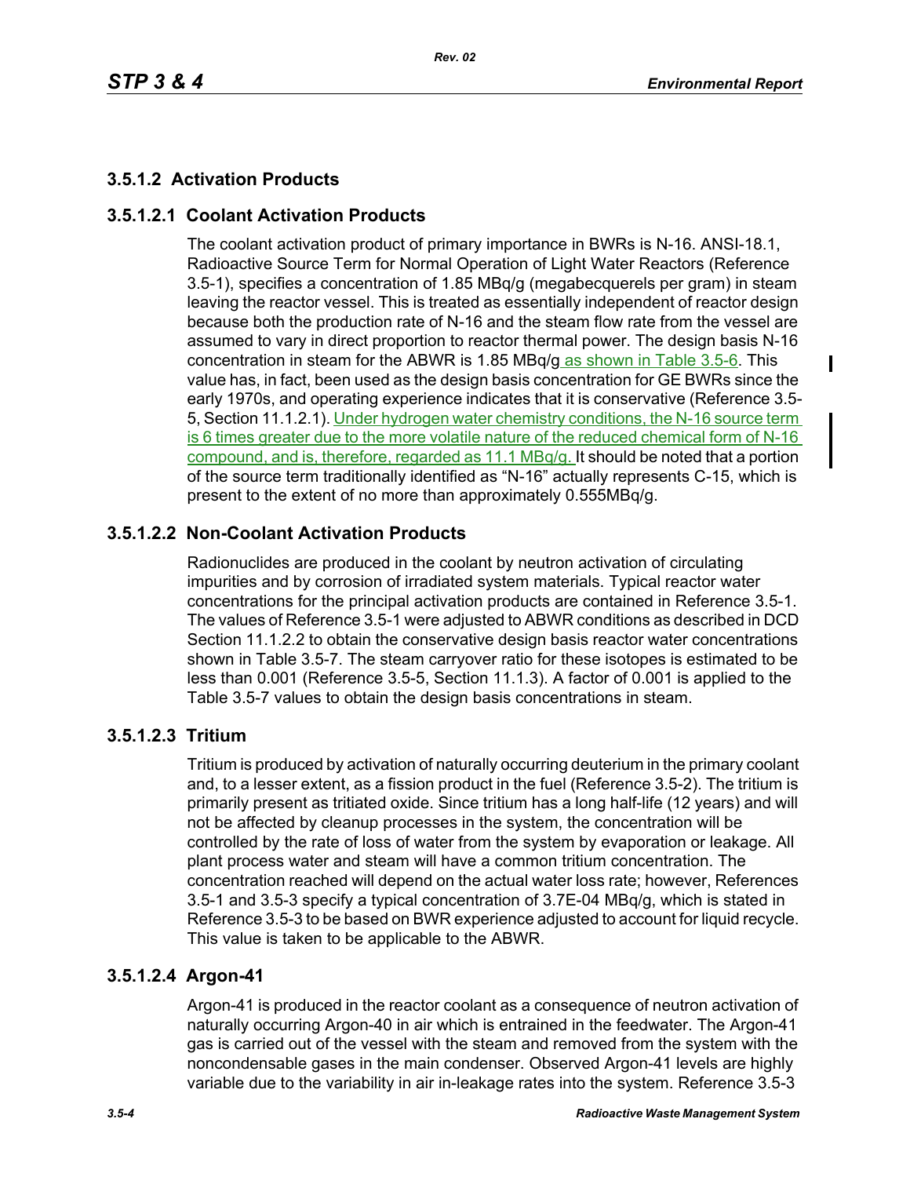### 3.5.1.2 Activation Products

#### 3.5.1.2.1 Coolant Activation Products

The coolant activation product of primary importance in BWRs is N-16. ANSI-18.1, Radioactive Source Term for Normal Operation of Light Water Reactors (Reference 3.5-1), specifies a concentration of 1.85 MBq/g (megabecquerels per gram) in steam leaving the reactor vessel. This is treated as essentially independent of reactor design because both the production rate of N-16 and the steam flow rate from the vessel are assumed to vary in direct proportion to reactor thermal power. The design basis N-16 concentration in steam for the ABWR is 1.85 MBq/g as shown in Table 3.5-6. This value has, in fact, been used as the design basis concentration for GE BWRs since the early 1970s, and operating experience indicates that it is conservative (Reference 3.5-5, Section 11.1.2.1). Under hydrogen water chemistry conditions, the N-16 source term is 6 times greater due to the more volatile nature of the reduced chemical form of N-16 compound, and is, therefore, regarded as 11.1 MBq/g. It should be noted that a portion of the source term traditionally identified as "N-16" actually represents C-15, which is present to the extent of no more than approximately 0.555MBq/g.

#### 3.5.1.2.2 Non-Coolant Activation Products

Radionuclides are produced in the coolant by neutron activation of circulating impurities and by corrosion of irradiated system materials. Typical reactor water concentrations for the principal activation products are contained in Reference 3.5-1. The values of Reference 3.5-1 were adjusted to ABWR conditions as described in DCD Section 11.1.2.2 to obtain the conservative design basis reactor water concentrations shown in Table 3.5-7. The steam carryover ratio for these isotopes is estimated to be less than 0.001 (Reference 3.5-5, Section 11.1.3). A factor of 0.001 is applied to the Table 3.5-7 values to obtain the design basis concentrations in steam.

#### 3.5.1.2.3 Tritium

Tritium is produced by activation of naturally occurring deuterium in the primary coolant and, to a lesser extent, as a fission product in the fuel (Reference 3.5-2). The tritium is primarily present as tritiated oxide. Since tritium has a long half-life (12 years) and will not be affected by cleanup processes in the system, the concentration will be controlled by the rate of loss of water from the system by evaporation or leakage. All plant process water and steam will have a common tritium concentration. The concentration reached will depend on the actual water loss rate; however, References 3.5-1 and 3.5-3 specify a typical concentration of 3.7E-04 MBq/g, which is stated in Reference 3.5-3 to be based on BWR experience adjusted to account for liquid recycle. This value is taken to be applicable to the ABWR.

#### 3.5.1.2.4 Argon-41

Argon-41 is produced in the reactor coolant as a consequence of neutron activation of naturally occurring Argon-40 in air which is entrained in the feedwater. The Argon-41 gas is carried out of the vessel with the steam and removed from the system with the noncondensable gases in the main condenser. Observed Argon-41 levels are highly variable due to the variability in air in-leakage rates into the system. Reference 3.5-3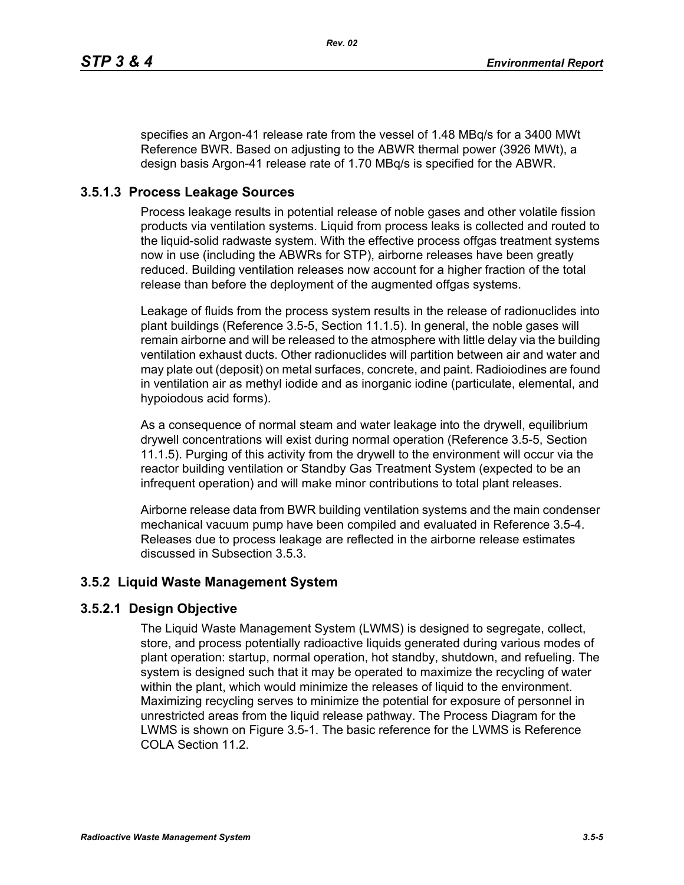specifies an Argon-41 release rate from the vessel of 1.48 MBq/s for a 3400 MWt Reference BWR. Based on adjusting to the ABWR thermal power (3926 MWt), a design basis Argon-41 release rate of 1.70 MBq/s is specified for the ABWR.

### 3.5.1.3 Process Leakage Sources

Process leakage results in potential release of noble gases and other volatile fission products via ventilation systems. Liquid from process leaks is collected and routed to the liquid-solid radwaste system. With the effective process offgas treatment systems now in use (including the ABWRs for STP), airborne releases have been greatly reduced. Building ventilation releases now account for a higher fraction of the total release than before the deployment of the augmented offgas systems.

Leakage of fluids from the process system results in the release of radionuclides into plant buildings (Reference 3.5-5, Section 11.1.5). In general, the noble gases will remain airborne and will be released to the atmosphere with little delay via the building ventilation exhaust ducts. Other radionuclides will partition between air and water and may plate out (deposit) on metal surfaces, concrete, and paint. Radioiodines are found in ventilation air as methyl iodide and as inorganic iodine (particulate, elemental, and hypoiodous acid forms).

As a consequence of normal steam and water leakage into the drywell, equilibrium drywell concentrations will exist during normal operation (Reference 3.5-5, Section 11.1.5). Purging of this activity from the drywell to the environment will occur via the reactor building ventilation or Standby Gas Treatment System (expected to be an infrequent operation) and will make minor contributions to total plant releases.

Airborne release data from BWR building ventilation systems and the main condenser mechanical vacuum pump have been compiled and evaluated in Reference 3.5-4. Releases due to process leakage are reflected in the airborne release estimates discussed in Subsection 3.5.3.

## 3.5.2 Liquid Waste Management System

### 3.5.2.1 Design Objective

The Liquid Waste Management System (LWMS) is designed to segregate, collect, store, and process potentially radioactive liquids generated during various modes of plant operation: startup, normal operation, hot standby, shutdown, and refueling. The system is designed such that it may be operated to maximize the recycling of water within the plant, which would minimize the releases of liquid to the environment. Maximizing recycling serves to minimize the potential for exposure of personnel in unrestricted areas from the liquid release pathway. The Process Diagram for the LWMS is shown on Figure 3.5-1. The basic reference for the LWMS is Reference COLA Section 11.2.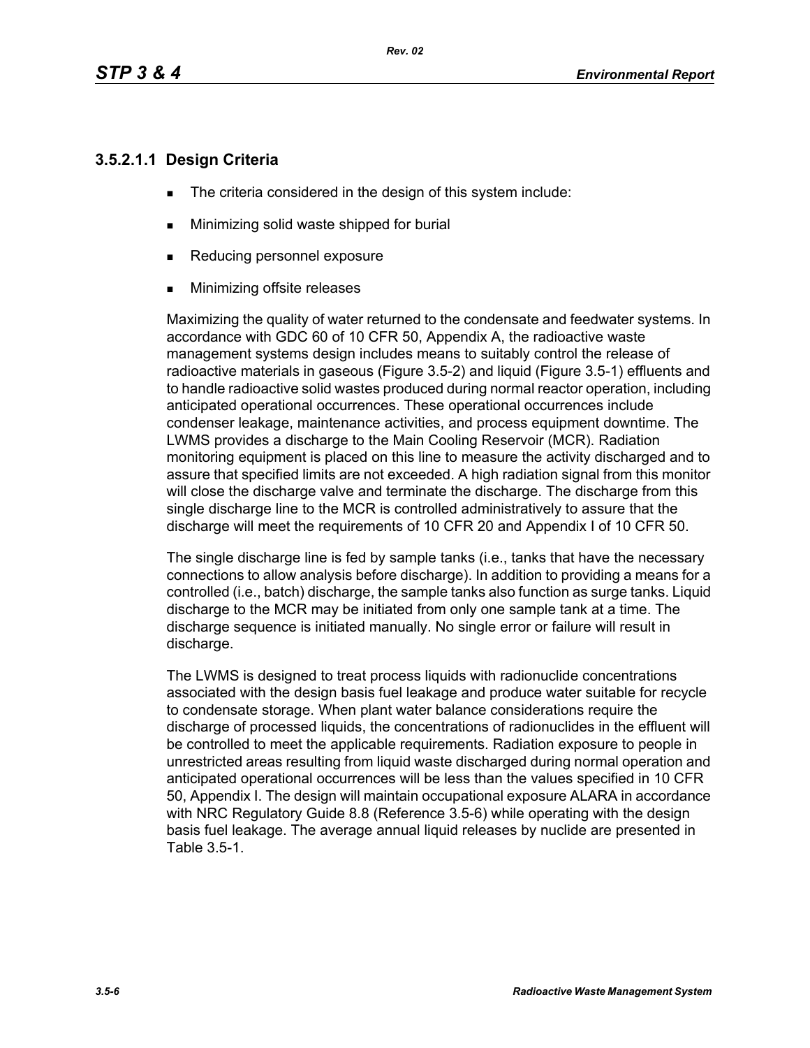### 3.5.2.1.1 Design Criteria

- The criteria considered in the design of this system include:
- Minimizing solid waste shipped for burial
- Reducing personnel exposure
- Minimizing offsite releases

Maximizing the quality of water returned to the condensate and feedwater systems. In accordance with GDC 60 of 10 CFR 50, Appendix A, the radioactive waste management systems design includes means to suitably control the release of radioactive materials in gaseous (Figure 3.5-2) and liquid (Figure 3.5-1) effluents and to handle radioactive solid wastes produced during normal reactor operation, including anticipated operational occurrences. These operational occurrences include condenser leakage, maintenance activities, and process equipment downtime. The LWMS provides a discharge to the Main Cooling Reservoir (MCR). Radiation monitoring equipment is placed on this line to measure the activity discharged and to assure that specified limits are not exceeded. A high radiation signal from this monitor will close the discharge valve and terminate the discharge. The discharge from this single discharge line to the MCR is controlled administratively to assure that the discharge will meet the requirements of 10 CFR 20 and Appendix I of 10 CFR 50.

The single discharge line is fed by sample tanks (i.e., tanks that have the necessary connections to allow analysis before discharge). In addition to providing a means for a controlled (i.e., batch) discharge, the sample tanks also function as surge tanks. Liquid discharge to the MCR may be initiated from only one sample tank at a time. The discharge sequence is initiated manually. No single error or failure will result in discharge.

The LWMS is designed to treat process liquids with radionuclide concentrations associated with the design basis fuel leakage and produce water suitable for recycle to condensate storage. When plant water balance considerations require the discharge of processed liquids, the concentrations of radionuclides in the effluent will be controlled to meet the applicable requirements. Radiation exposure to people in unrestricted areas resulting from liquid waste discharged during normal operation and anticipated operational occurrences will be less than the values specified in 10 CFR 50, Appendix I. The design will maintain occupational exposure ALARA in accordance with NRC Regulatory Guide 8.8 (Reference 3.5-6) while operating with the design basis fuel leakage. The average annual liquid releases by nuclide are presented in Table 3.5-1.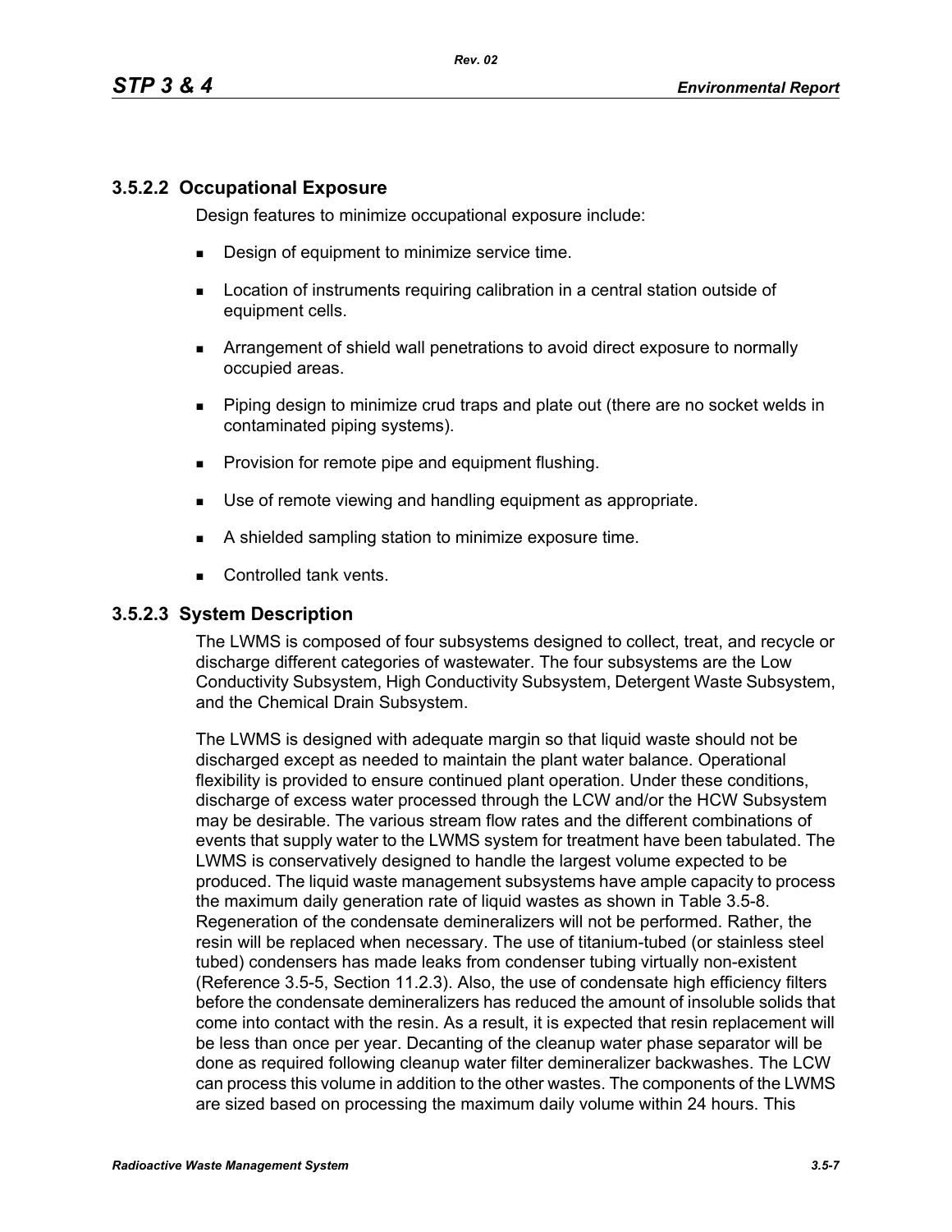### 3.5.2.2 Occupational Exposure

Design features to minimize occupational exposure include:

- Design of equipment to minimize service time.
- Location of instruments requiring calibration in a central station outside of equipment cells.
- Arrangement of shield wall penetrations to avoid direct exposure to normally occupied areas.
- Piping design to minimize crud traps and plate out (there are no socket welds in contaminated piping systems).
- Provision for remote pipe and equipment flushing.
- Use of remote viewing and handling equipment as appropriate.
- A shielded sampling station to minimize exposure time.
- Controlled tank vents.

### 3.5.2.3 System Description

The LWMS is composed of four subsystems designed to collect, treat, and recycle or discharge different categories of wastewater. The four subsystems are the Low Conductivity Subsystem, High Conductivity Subsystem, Detergent Waste Subsystem, and the Chemical Drain Subsystem.

The LWMS is designed with adequate margin so that liquid waste should not be discharged except as needed to maintain the plant water balance. Operational flexibility is provided to ensure continued plant operation. Under these conditions, discharge of excess water processed through the LCW and/or the HCW Subsystem may be desirable. The various stream flow rates and the different combinations of events that supply water to the LWMS system for treatment have been tabulated. The LWMS is conservatively designed to handle the largest volume expected to be produced. The liquid waste management subsystems have ample capacity to process the maximum daily generation rate of liquid wastes as shown in Table 3.5-8. Regeneration of the condensate demineralizers will not be performed. Rather, the resin will be replaced when necessary. The use of titanium-tubed (or stainless steel tubed) condensers has made leaks from condenser tubing virtually non-existent (Reference 3.5-5, Section 11.2.3). Also, the use of condensate high efficiency filters before the condensate demineralizers has reduced the amount of insoluble solids that come into contact with the resin. As a result, it is expected that resin replacement will be less than once per year. Decanting of the cleanup water phase separator will be done as required following cleanup water filter demineralizer backwashes. The LCW can process this volume in addition to the other wastes. The components of the LWMS are sized based on processing the maximum daily volume within 24 hours. This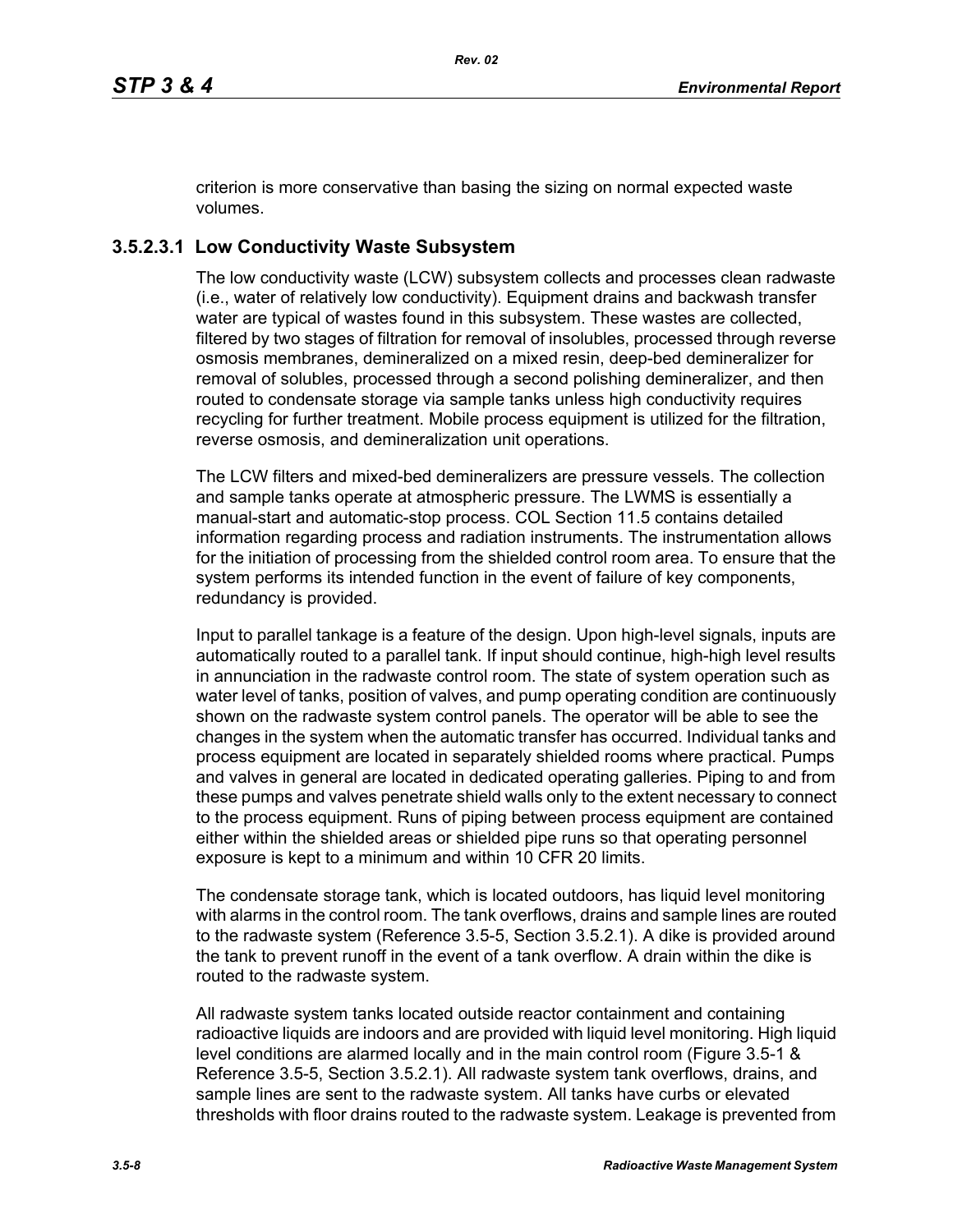criterion is more conservative than basing the sizing on normal expected waste volumes.

### 3.5.2.3.1 Low Conductivity Waste Subsystem

The low conductivity waste (LCW) subsystem collects and processes clean radwaste (i.e., water of relatively low conductivity). Equipment drains and backwash transfer water are typical of wastes found in this subsystem. These wastes are collected, filtered by two stages of filtration for removal of insolubles, processed through reverse osmosis membranes, demineralized on a mixed resin, deep-bed demineralizer for removal of solubles, processed through a second polishing demineralizer, and then routed to condensate storage via sample tanks unless high conductivity requires recycling for further treatment. Mobile process equipment is utilized for the filtration, reverse osmosis, and demineralization unit operations.

The LCW filters and mixed-bed demineralizers are pressure vessels. The collection and sample tanks operate at atmospheric pressure. The LWMS is essentially a manual-start and automatic-stop process. COL Section 11.5 contains detailed information regarding process and radiation instruments. The instrumentation allows for the initiation of processing from the shielded control room area. To ensure that the system performs its intended function in the event of failure of key components, redundancy is provided.

Input to parallel tankage is a feature of the design. Upon high-level signals, inputs are automatically routed to a parallel tank. If input should continue, high-high level results in annunciation in the radwaste control room. The state of system operation such as water level of tanks, position of valves, and pump operating condition are continuously shown on the radwaste system control panels. The operator will be able to see the changes in the system when the automatic transfer has occurred. Individual tanks and process equipment are located in separately shielded rooms where practical. Pumps and valves in general are located in dedicated operating galleries. Piping to and from these pumps and valves penetrate shield walls only to the extent necessary to connect to the process equipment. Runs of piping between process equipment are contained either within the shielded areas or shielded pipe runs so that operating personnel exposure is kept to a minimum and within 10 CFR 20 limits.

The condensate storage tank, which is located outdoors, has liquid level monitoring with alarms in the control room. The tank overflows, drains and sample lines are routed to the radwaste system (Reference 3.5-5, Section 3.5.2.1). A dike is provided around the tank to prevent runoff in the event of a tank overflow. A drain within the dike is routed to the radwaste system.

All radwaste system tanks located outside reactor containment and containing radioactive liquids are indoors and are provided with liquid level monitoring. High liquid level conditions are alarmed locally and in the main control room (Figure 3.5-1 & Reference 3.5-5, Section 3.5.2.1). All radwaste system tank overflows, drains, and sample lines are sent to the radwaste system. All tanks have curbs or elevated thresholds with floor drains routed to the radwaste system. Leakage is prevented from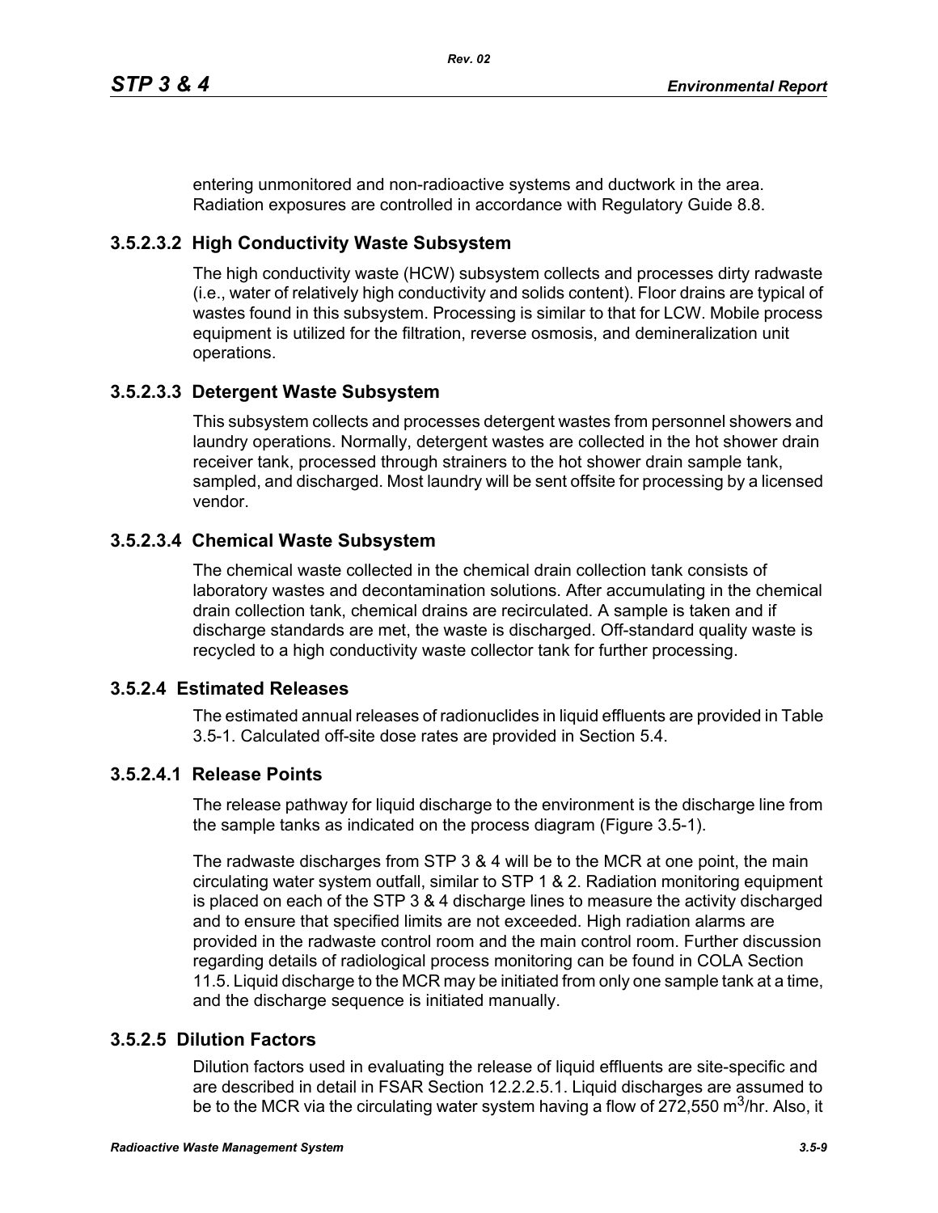entering unmonitored and non-radioactive systems and ductwork in the area. Radiation exposures are controlled in accordance with Regulatory Guide 8.8.

### 3.5.2.3.2 High Conductivity Waste Subsystem

The high conductivity waste (HCW) subsystem collects and processes dirty radwaste (i.e., water of relatively high conductivity and solids content). Floor drains are typical of wastes found in this subsystem. Processing is similar to that for LCW. Mobile process equipment is utilized for the filtration, reverse osmosis, and demineralization unit operations.

### 3.5.2.3.3 Detergent Waste Subsystem

This subsystem collects and processes detergent wastes from personnel showers and laundry operations. Normally, detergent wastes are collected in the hot shower drain receiver tank, processed through strainers to the hot shower drain sample tank, sampled, and discharged. Most laundry will be sent offsite for processing by a licensed vendor.

### 3.5.2.3.4 Chemical Waste Subsystem

The chemical waste collected in the chemical drain collection tank consists of laboratory wastes and decontamination solutions. After accumulating in the chemical drain collection tank, chemical drains are recirculated. A sample is taken and if discharge standards are met, the waste is discharged. Off-standard quality waste is recycled to a high conductivity waste collector tank for further processing.

## 3.5.2.4 Estimated Releases

The estimated annual releases of radionuclides in liquid effluents are provided in Table 3.5-1. Calculated off-site dose rates are provided in Section 5.4.

### 3.5.2.4.1 Release Points

The release pathway for liquid discharge to the environment is the discharge line from the sample tanks as indicated on the process diagram (Figure 3.5-1).

The radwaste discharges from STP 3 & 4 will be to the MCR at one point, the main circulating water system outfall, similar to STP 1 & 2. Radiation monitoring equipment is placed on each of the STP 3 & 4 discharge lines to measure the activity discharged and to ensure that specified limits are not exceeded. High radiation alarms are provided in the radwaste control room and the main control room. Further discussion regarding details of radiological process monitoring can be found in COLA Section 11.5. Liquid discharge to the MCR may be initiated from only one sample tank at a time, and the discharge sequence is initiated manually.

## 3.5.2.5 Dilution Factors

Dilution factors used in evaluating the release of liquid effluents are site-specific and are described in detail in FSAR Section 12.2.2.5.1. Liquid discharges are assumed to be to the MCR via the circulating water system having a flow of 272,550 $m^3$/hr. Also, it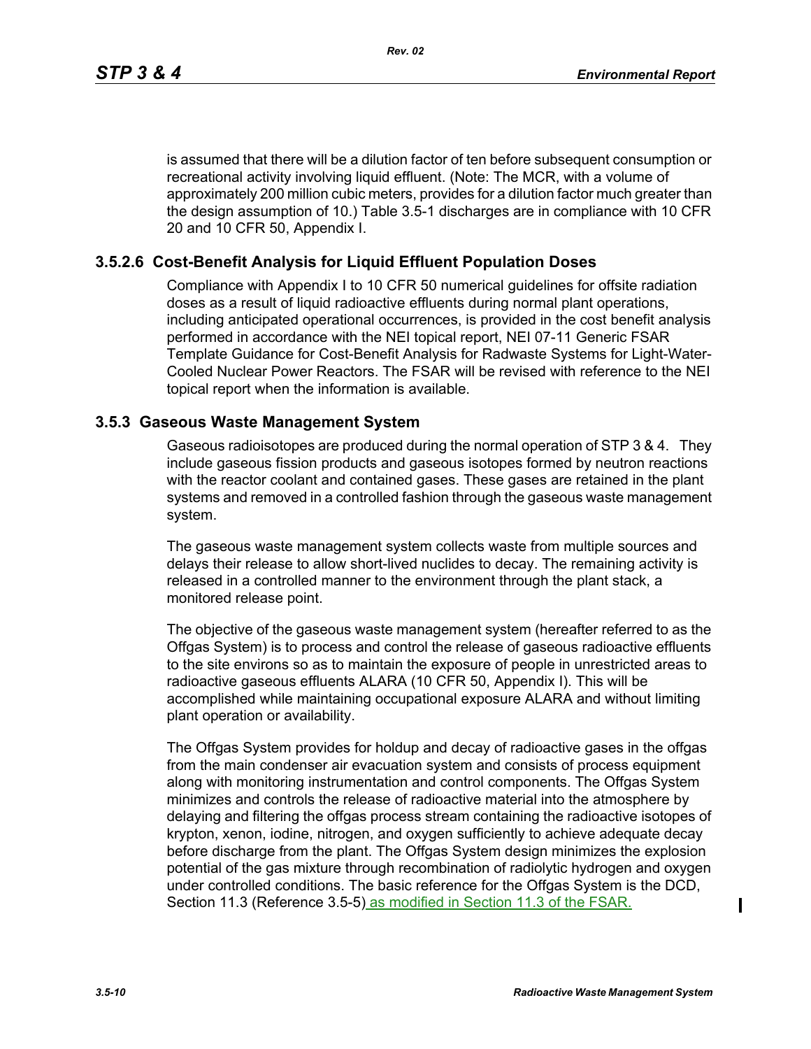is assumed that there will be a dilution factor of ten before subsequent consumption or recreational activity involving liquid effluent. (Note: The MCR, with a volume of approximately 200 million cubic meters, provides for a dilution factor much greater than the design assumption of 10.) Table 3.5-1 discharges are in compliance with 10 CFR 20 and 10 CFR 50, Appendix I.

### 3.5.2.6 Cost-Benefit Analysis for Liquid Effluent Population Doses

Compliance with Appendix I to 10 CFR 50 numerical guidelines for offsite radiation doses as a result of liquid radioactive effluents during normal plant operations, including anticipated operational occurrences, is provided in the cost benefit analysis performed in accordance with the NEI topical report, NEI 07-11 Generic FSAR Template Guidance for Cost-Benefit Analysis for Radwaste Systems for Light-Water-Cooled Nuclear Power Reactors. The FSAR will be revised with reference to the NEI topical report when the information is available.

## 3.5.3 Gaseous Waste Management System

Gaseous radioisotopes are produced during the normal operation of STP 3 & 4. They include gaseous fission products and gaseous isotopes formed by neutron reactions with the reactor coolant and contained gases. These gases are retained in the plant systems and removed in a controlled fashion through the gaseous waste management system.

The gaseous waste management system collects waste from multiple sources and delays their release to allow short-lived nuclides to decay. The remaining activity is released in a controlled manner to the environment through the plant stack, a monitored release point.

The objective of the gaseous waste management system (hereafter referred to as the Offgas System) is to process and control the release of gaseous radioactive effluents to the site environs so as to maintain the exposure of people in unrestricted areas to radioactive gaseous effluents ALARA (10 CFR 50, Appendix I). This will be accomplished while maintaining occupational exposure ALARA and without limiting plant operation or availability.

The Offgas System provides for holdup and decay of radioactive gases in the offgas from the main condenser air evacuation system and consists of process equipment along with monitoring instrumentation and control components. The Offgas System minimizes and controls the release of radioactive material into the atmosphere by delaying and filtering the offgas process stream containing the radioactive isotopes of krypton, xenon, iodine, nitrogen, and oxygen sufficiently to achieve adequate decay before discharge from the plant. The Offgas System design minimizes the explosion potential of the gas mixture through recombination of radiolytic hydrogen and oxygen under controlled conditions. The basic reference for the Offgas System is the DCD, Section 11.3 (Reference 3.5-5) as modified in Section 11.3 of the FSAR.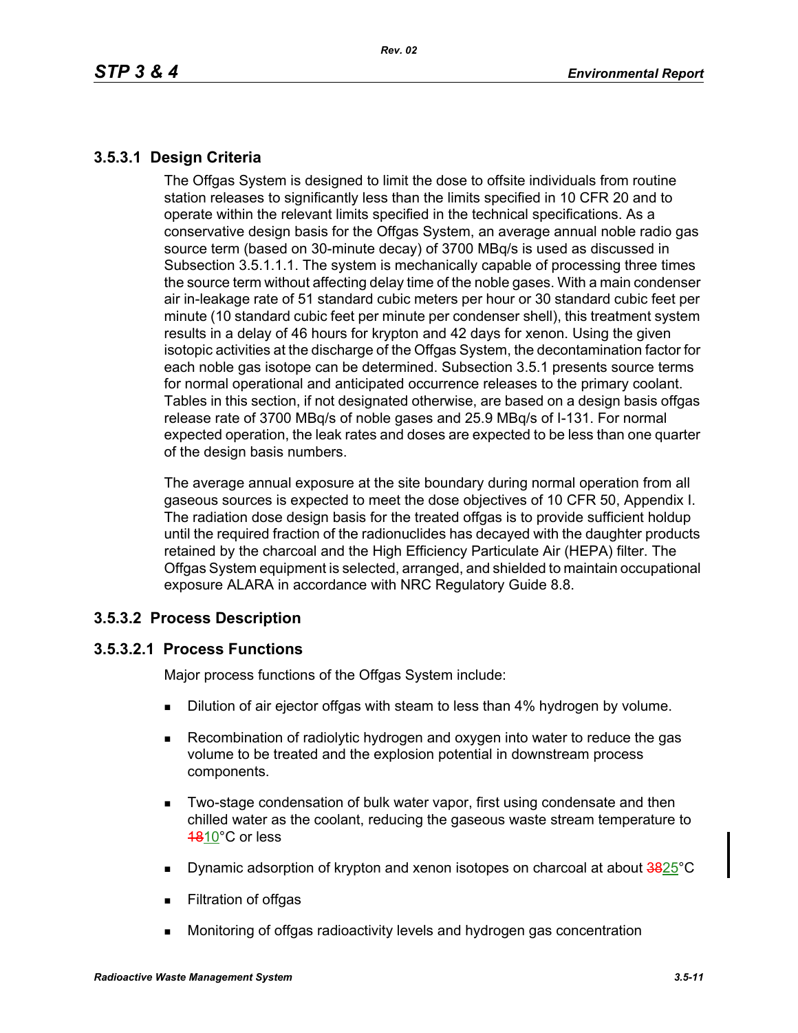### 3.5.3.1 Design Criteria

The Offgas System is designed to limit the dose to offsite individuals from routine station releases to significantly less than the limits specified in 10 CFR 20 and to operate within the relevant limits specified in the technical specifications. As a conservative design basis for the Offgas System, an average annual noble radio gas source term (based on 30-minute decay) of 3700 MBq/s is used as discussed in Subsection 3.5.1.1.1. The system is mechanically capable of processing three times the source term without affecting delay time of the noble gases. With a main condenser air in-leakage rate of 51 standard cubic meters per hour or 30 standard cubic feet per minute (10 standard cubic feet per minute per condenser shell), this treatment system results in a delay of 46 hours for krypton and 42 days for xenon. Using the given isotopic activities at the discharge of the Offgas System, the decontamination factor for each noble gas isotope can be determined. Subsection 3.5.1 presents source terms for normal operational and anticipated occurrence releases to the primary coolant. Tables in this section, if not designated otherwise, are based on a design basis offgas release rate of 3700 MBq/s of noble gases and 25.9 MBq/s of I-131. For normal expected operation, the leak rates and doses are expected to be less than one quarter of the design basis numbers.

The average annual exposure at the site boundary during normal operation from all gaseous sources is expected to meet the dose objectives of 10 CFR 50, Appendix I. The radiation dose design basis for the treated offgas is to provide sufficient holdup until the required fraction of the radionuclides has decayed with the daughter products retained by the charcoal and the High Efficiency Particulate Air (HEPA) filter. The Offgas System equipment is selected, arranged, and shielded to maintain occupational exposure ALARA in accordance with NRC Regulatory Guide 8.8.

### 3.5.3.2 Process Description

#### 3.5.3.2.1 Process Functions

Major process functions of the Offgas System include:

- Dilution of air ejector offgas with steam to less than 4% hydrogen by volume.
- Recombination of radiolytic hydrogen and oxygen into water to reduce the gas volume to be treated and the explosion potential in downstream process components.
- Two-stage condensation of bulk water vapor, first using condensate and then chilled water as the coolant, reducing the gaseous waste stream temperature to ~~18~~10°C or less
- Dynamic adsorption of krypton and xenon isotopes on charcoal at about ~~38~~25°C
- Filtration of offgas
- Monitoring of offgas radioactivity levels and hydrogen gas concentration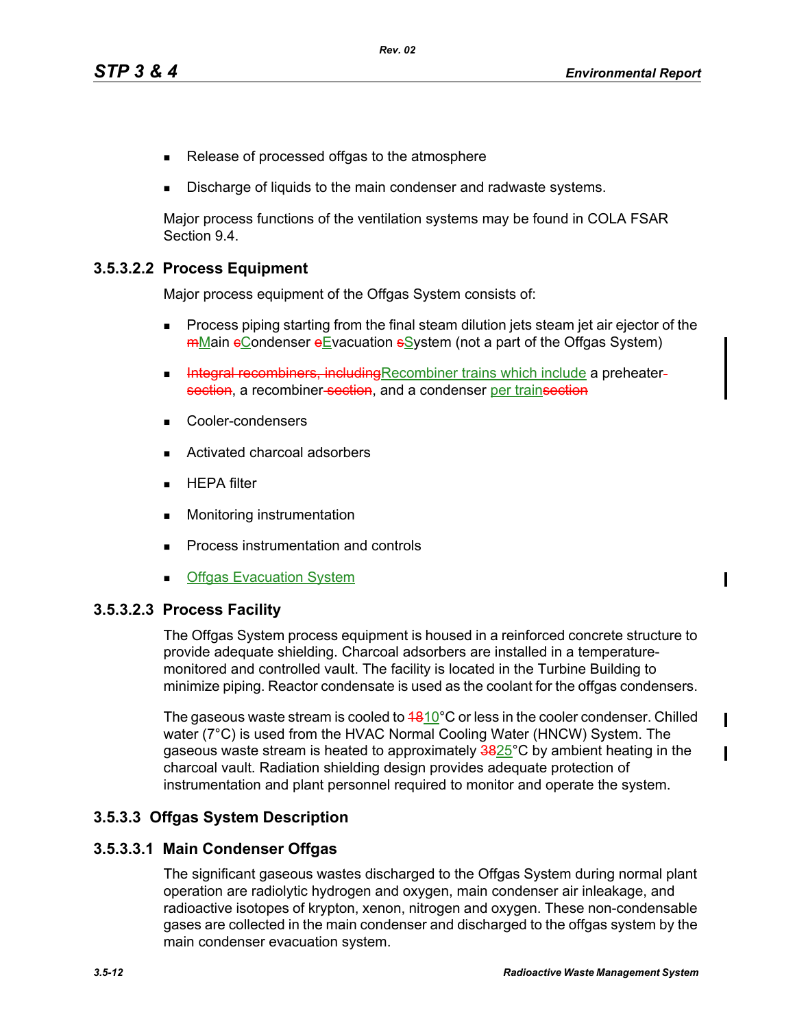- Release of processed offgas to the atmosphere
- Discharge of liquids to the main condenser and radwaste systems.

Major process functions of the ventilation systems may be found in COLA FSAR Section 9.4.

### 3.5.3.2.2 Process Equipment

Major process equipment of the Offgas System consists of:

- Process piping starting from the final steam dilution jets steam jet air ejector of the ~~m~~Main ~~c~~Condenser ~~e~~Evacuation ~~s~~System (not a part of the Offgas System)
- ~~Integral recombiners, including~~Recombiner trains which include a preheater~~ section~~, a recombiner~~ section~~, and a condenser per train~~section~~
- Cooler-condensers
- Activated charcoal adsorbers
- HEPA filter
- Monitoring instrumentation
- Process instrumentation and controls
- Offgas Evacuation System

### 3.5.3.2.3 Process Facility

The Offgas System process equipment is housed in a reinforced concrete structure to provide adequate shielding. Charcoal adsorbers are installed in a temperature-monitored and controlled vault. The facility is located in the Turbine Building to minimize piping. Reactor condensate is used as the coolant for the offgas condensers.

The gaseous waste stream is cooled to ~~18~~10°C or less in the cooler condenser. Chilled water (7°C) is used from the HVAC Normal Cooling Water (HNCW) System. The gaseous waste stream is heated to approximately ~~38~~25°C by ambient heating in the charcoal vault. Radiation shielding design provides adequate protection of instrumentation and plant personnel required to monitor and operate the system.

## 3.5.3.3 Offgas System Description

### 3.5.3.3.1 Main Condenser Offgas

The significant gaseous wastes discharged to the Offgas System during normal plant operation are radiolytic hydrogen and oxygen, main condenser air inleakage, and radioactive isotopes of krypton, xenon, nitrogen and oxygen. These non-condensable gases are collected in the main condenser and discharged to the offgas system by the main condenser evacuation system.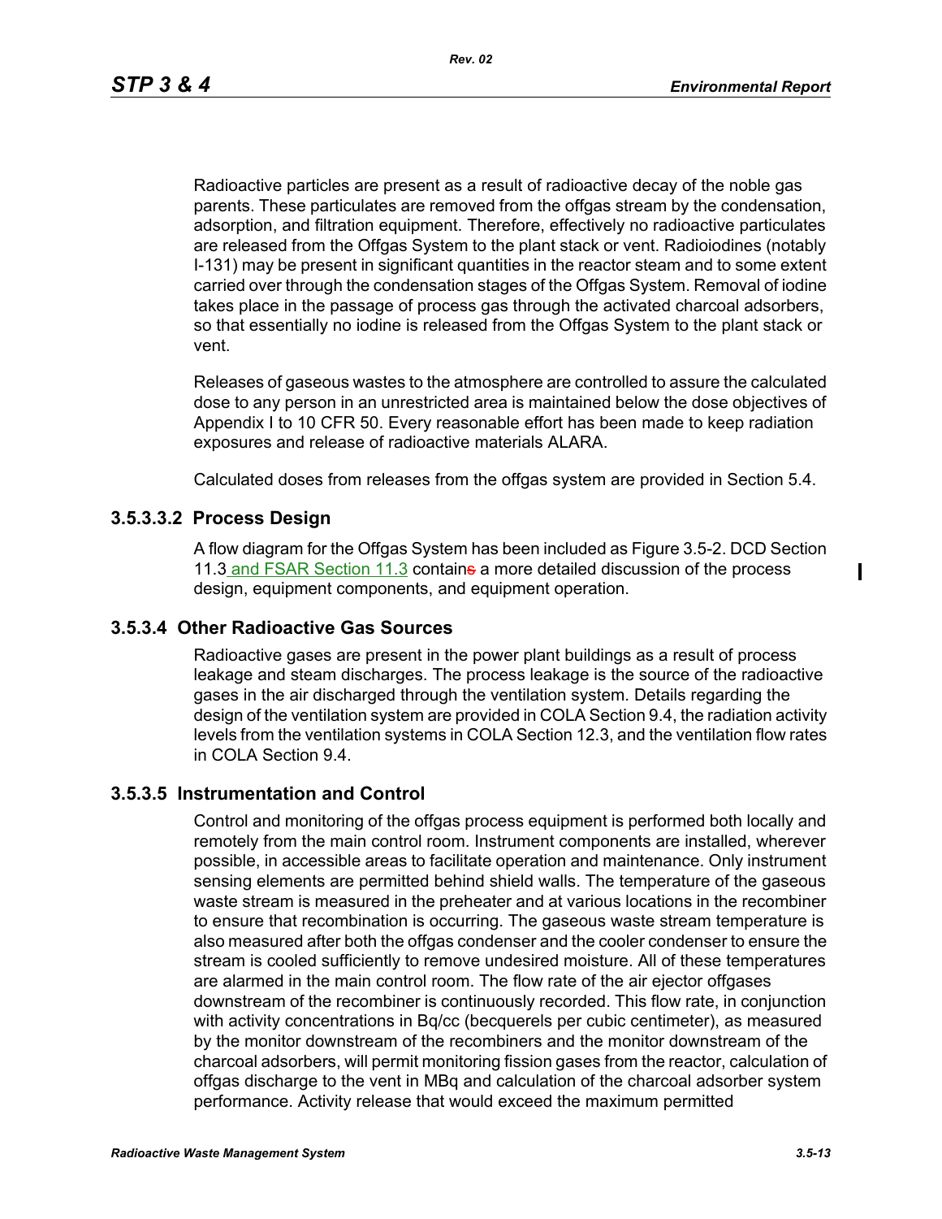Radioactive particles are present as a result of radioactive decay of the noble gas parents. These particulates are removed from the offgas stream by the condensation, adsorption, and filtration equipment. Therefore, effectively no radioactive particulates are released from the Offgas System to the plant stack or vent. Radioiodines (notably I-131) may be present in significant quantities in the reactor steam and to some extent carried over through the condensation stages of the Offgas System. Removal of iodine takes place in the passage of process gas through the activated charcoal adsorbers, so that essentially no iodine is released from the Offgas System to the plant stack or vent.

Releases of gaseous wastes to the atmosphere are controlled to assure the calculated dose to any person in an unrestricted area is maintained below the dose objectives of Appendix I to 10 CFR 50. Every reasonable effort has been made to keep radiation exposures and release of radioactive materials ALARA.

Calculated doses from releases from the offgas system are provided in Section 5.4.

### 3.5.3.3.2 Process Design

A flow diagram for the Offgas System has been included as Figure 3.5-2. DCD Section 11.3 and FSAR Section 11.3 contain ~~s~~ a more detailed discussion of the process design, equipment components, and equipment operation.

### 3.5.3.4 Other Radioactive Gas Sources

Radioactive gases are present in the power plant buildings as a result of process leakage and steam discharges. The process leakage is the source of the radioactive gases in the air discharged through the ventilation system. Details regarding the design of the ventilation system are provided in COLA Section 9.4, the radiation activity levels from the ventilation systems in COLA Section 12.3, and the ventilation flow rates in COLA Section 9.4.

### 3.5.3.5 Instrumentation and Control

Control and monitoring of the offgas process equipment is performed both locally and remotely from the main control room. Instrument components are installed, wherever possible, in accessible areas to facilitate operation and maintenance. Only instrument sensing elements are permitted behind shield walls. The temperature of the gaseous waste stream is measured in the preheater and at various locations in the recombiner to ensure that recombination is occurring. The gaseous waste stream temperature is also measured after both the offgas condenser and the cooler condenser to ensure the stream is cooled sufficiently to remove undesired moisture. All of these temperatures are alarmed in the main control room. The flow rate of the air ejector offgases downstream of the recombiner is continuously recorded. This flow rate, in conjunction with activity concentrations in Bq/cc (becquerels per cubic centimeter), as measured by the monitor downstream of the recombiners and the monitor downstream of the charcoal adsorbers, will permit monitoring fission gases from the reactor, calculation of offgas discharge to the vent in MBq and calculation of the charcoal adsorber system performance. Activity release that would exceed the maximum permitted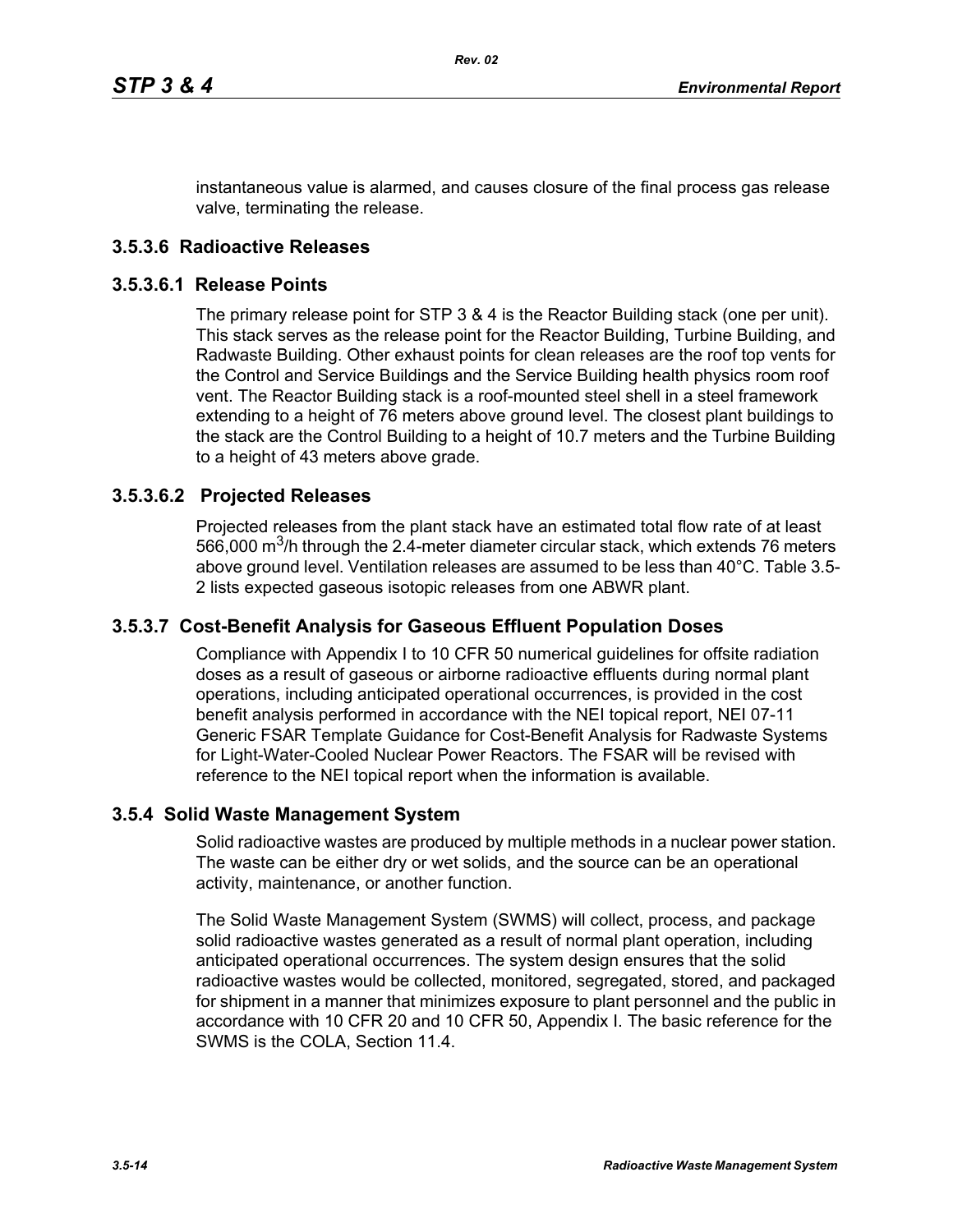instantaneous value is alarmed, and causes closure of the final process gas release valve, terminating the release.

### 3.5.3.6 Radioactive Releases

#### 3.5.3.6.1 Release Points

The primary release point for STP 3 & 4 is the Reactor Building stack (one per unit). This stack serves as the release point for the Reactor Building, Turbine Building, and Radwaste Building. Other exhaust points for clean releases are the roof top vents for the Control and Service Buildings and the Service Building health physics room roof vent. The Reactor Building stack is a roof-mounted steel shell in a steel framework extending to a height of 76 meters above ground level. The closest plant buildings to the stack are the Control Building to a height of 10.7 meters and the Turbine Building to a height of 43 meters above grade.

#### 3.5.3.6.2 Projected Releases

Projected releases from the plant stack have an estimated total flow rate of at least 566,000 $m^3$/h through the 2.4-meter diameter circular stack, which extends 76 meters above ground level. Ventilation releases are assumed to be less than 40°C. Table 3.5-2 lists expected gaseous isotopic releases from one ABWR plant.

### 3.5.3.7 Cost-Benefit Analysis for Gaseous Effluent Population Doses

Compliance with Appendix I to 10 CFR 50 numerical guidelines for offsite radiation doses as a result of gaseous or airborne radioactive effluents during normal plant operations, including anticipated operational occurrences, is provided in the cost benefit analysis performed in accordance with the NEI topical report, NEI 07-11 Generic FSAR Template Guidance for Cost-Benefit Analysis for Radwaste Systems for Light-Water-Cooled Nuclear Power Reactors. The FSAR will be revised with reference to the NEI topical report when the information is available.

## 3.5.4 Solid Waste Management System

Solid radioactive wastes are produced by multiple methods in a nuclear power station. The waste can be either dry or wet solids, and the source can be an operational activity, maintenance, or another function.

The Solid Waste Management System (SWMS) will collect, process, and package solid radioactive wastes generated as a result of normal plant operation, including anticipated operational occurrences. The system design ensures that the solid radioactive wastes would be collected, monitored, segregated, stored, and packaged for shipment in a manner that minimizes exposure to plant personnel and the public in accordance with 10 CFR 20 and 10 CFR 50, Appendix I. The basic reference for the SWMS is the COLA, Section 11.4.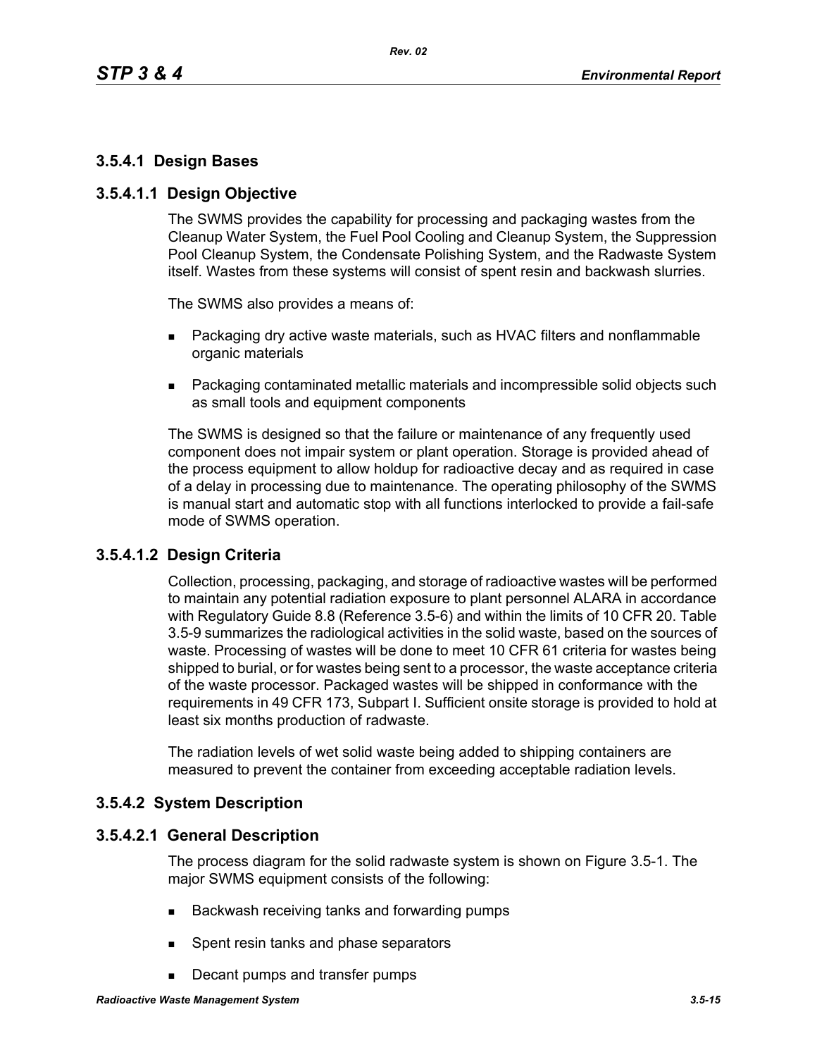### 3.5.4.1 Design Bases

#### 3.5.4.1.1 Design Objective

The SWMS provides the capability for processing and packaging wastes from the Cleanup Water System, the Fuel Pool Cooling and Cleanup System, the Suppression Pool Cleanup System, the Condensate Polishing System, and the Radwaste System itself. Wastes from these systems will consist of spent resin and backwash slurries.

The SWMS also provides a means of:

- Packaging dry active waste materials, such as HVAC filters and nonflammable organic materials
- Packaging contaminated metallic materials and incompressible solid objects such as small tools and equipment components

The SWMS is designed so that the failure or maintenance of any frequently used component does not impair system or plant operation. Storage is provided ahead of the process equipment to allow holdup for radioactive decay and as required in case of a delay in processing due to maintenance. The operating philosophy of the SWMS is manual start and automatic stop with all functions interlocked to provide a fail-safe mode of SWMS operation.

#### 3.5.4.1.2 Design Criteria

Collection, processing, packaging, and storage of radioactive wastes will be performed to maintain any potential radiation exposure to plant personnel ALARA in accordance with Regulatory Guide 8.8 (Reference 3.5-6) and within the limits of 10 CFR 20. Table 3.5-9 summarizes the radiological activities in the solid waste, based on the sources of waste. Processing of wastes will be done to meet 10 CFR 61 criteria for wastes being shipped to burial, or for wastes being sent to a processor, the waste acceptance criteria of the waste processor. Packaged wastes will be shipped in conformance with the requirements in 49 CFR 173, Subpart I. Sufficient onsite storage is provided to hold at least six months production of radwaste.

The radiation levels of wet solid waste being added to shipping containers are measured to prevent the container from exceeding acceptable radiation levels.

### 3.5.4.2 System Description

#### 3.5.4.2.1 General Description

The process diagram for the solid radwaste system is shown on Figure 3.5-1. The major SWMS equipment consists of the following:

- Backwash receiving tanks and forwarding pumps
- Spent resin tanks and phase separators
- Decant pumps and transfer pumps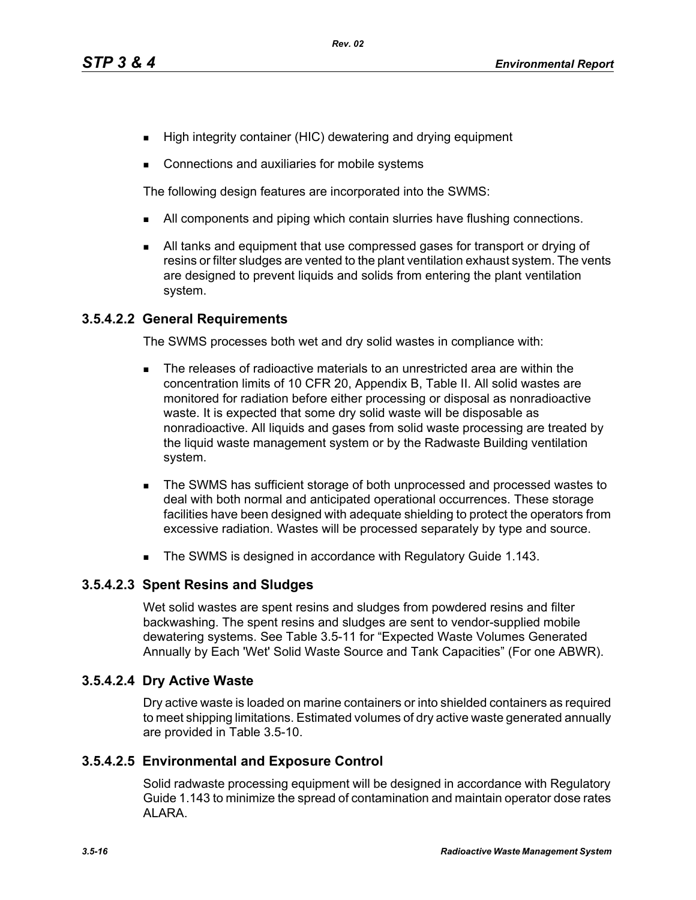- High integrity container (HIC) dewatering and drying equipment
- Connections and auxiliaries for mobile systems

The following design features are incorporated into the SWMS:

- All components and piping which contain slurries have flushing connections.
- All tanks and equipment that use compressed gases for transport or drying of resins or filter sludges are vented to the plant ventilation exhaust system. The vents are designed to prevent liquids and solids from entering the plant ventilation system.

### 3.5.4.2.2 General Requirements

The SWMS processes both wet and dry solid wastes in compliance with:

- The releases of radioactive materials to an unrestricted area are within the concentration limits of 10 CFR 20, Appendix B, Table II. All solid wastes are monitored for radiation before either processing or disposal as nonradioactive waste. It is expected that some dry solid waste will be disposable as nonradioactive. All liquids and gases from solid waste processing are treated by the liquid waste management system or by the Radwaste Building ventilation system.
- The SWMS has sufficient storage of both unprocessed and processed wastes to deal with both normal and anticipated operational occurrences. These storage facilities have been designed with adequate shielding to protect the operators from excessive radiation. Wastes will be processed separately by type and source.
- The SWMS is designed in accordance with Regulatory Guide 1.143.

### 3.5.4.2.3 Spent Resins and Sludges

Wet solid wastes are spent resins and sludges from powdered resins and filter backwashing. The spent resins and sludges are sent to vendor-supplied mobile dewatering systems. See Table 3.5-11 for "Expected Waste Volumes Generated Annually by Each 'Wet' Solid Waste Source and Tank Capacities" (For one ABWR).

### 3.5.4.2.4 Dry Active Waste

Dry active waste is loaded on marine containers or into shielded containers as required to meet shipping limitations. Estimated volumes of dry active waste generated annually are provided in Table 3.5-10.

### 3.5.4.2.5 Environmental and Exposure Control

Solid radwaste processing equipment will be designed in accordance with Regulatory Guide 1.143 to minimize the spread of contamination and maintain operator dose rates ALARA.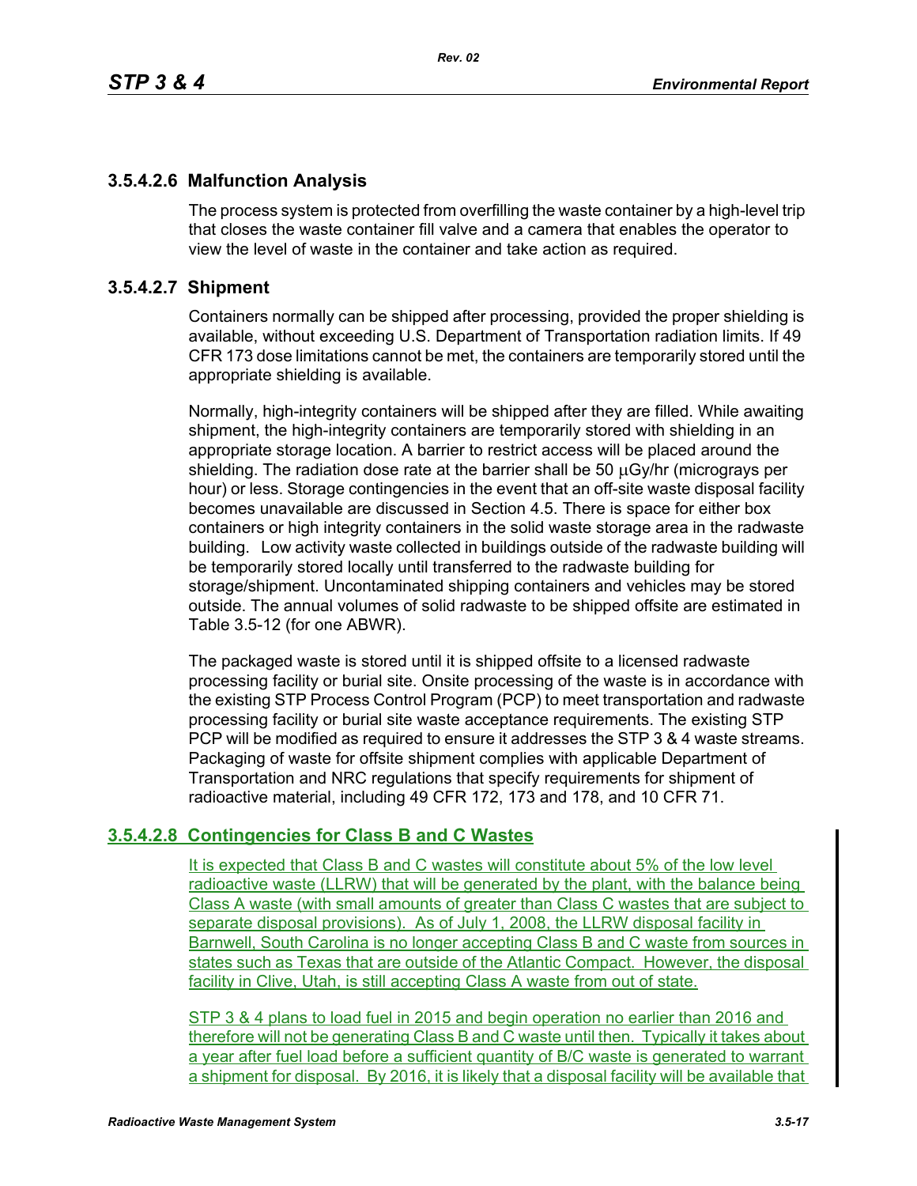### 3.5.4.2.6 Malfunction Analysis

The process system is protected from overfilling the waste container by a high-level trip that closes the waste container fill valve and a camera that enables the operator to view the level of waste in the container and take action as required.

### 3.5.4.2.7 Shipment

Containers normally can be shipped after processing, provided the proper shielding is available, without exceeding U.S. Department of Transportation radiation limits. If 49 CFR 173 dose limitations cannot be met, the containers are temporarily stored until the appropriate shielding is available.

Normally, high-integrity containers will be shipped after they are filled. While awaiting shipment, the high-integrity containers are temporarily stored with shielding in an appropriate storage location. A barrier to restrict access will be placed around the shielding. The radiation dose rate at the barrier shall be 50 μGy/hr (micrograys per hour) or less. Storage contingencies in the event that an off-site waste disposal facility becomes unavailable are discussed in Section 4.5. There is space for either box containers or high integrity containers in the solid waste storage area in the radwaste building. Low activity waste collected in buildings outside of the radwaste building will be temporarily stored locally until transferred to the radwaste building for storage/shipment. Uncontaminated shipping containers and vehicles may be stored outside. The annual volumes of solid radwaste to be shipped offsite are estimated in Table 3.5-12 (for one ABWR).

The packaged waste is stored until it is shipped offsite to a licensed radwaste processing facility or burial site. Onsite processing of the waste is in accordance with the existing STP Process Control Program (PCP) to meet transportation and radwaste processing facility or burial site waste acceptance requirements. The existing STP PCP will be modified as required to ensure it addresses the STP 3 & 4 waste streams. Packaging of waste for offsite shipment complies with applicable Department of Transportation and NRC regulations that specify requirements for shipment of radioactive material, including 49 CFR 172, 173 and 178, and 10 CFR 71.

### 3.5.4.2.8 Contingencies for Class B and C Wastes

It is expected that Class B and C wastes will constitute about 5% of the low level radioactive waste (LLRW) that will be generated by the plant, with the balance being Class A waste (with small amounts of greater than Class C wastes that are subject to separate disposal provisions). As of July 1, 2008, the LLRW disposal facility in Barnwell, South Carolina is no longer accepting Class B and C waste from sources in states such as Texas that are outside of the Atlantic Compact. However, the disposal facility in Clive, Utah, is still accepting Class A waste from out of state.

STP 3 & 4 plans to load fuel in 2015 and begin operation no earlier than 2016 and therefore will not be generating Class B and C waste until then. Typically it takes about a year after fuel load before a sufficient quantity of B/C waste is generated to warrant a shipment for disposal. By 2016, it is likely that a disposal facility will be available that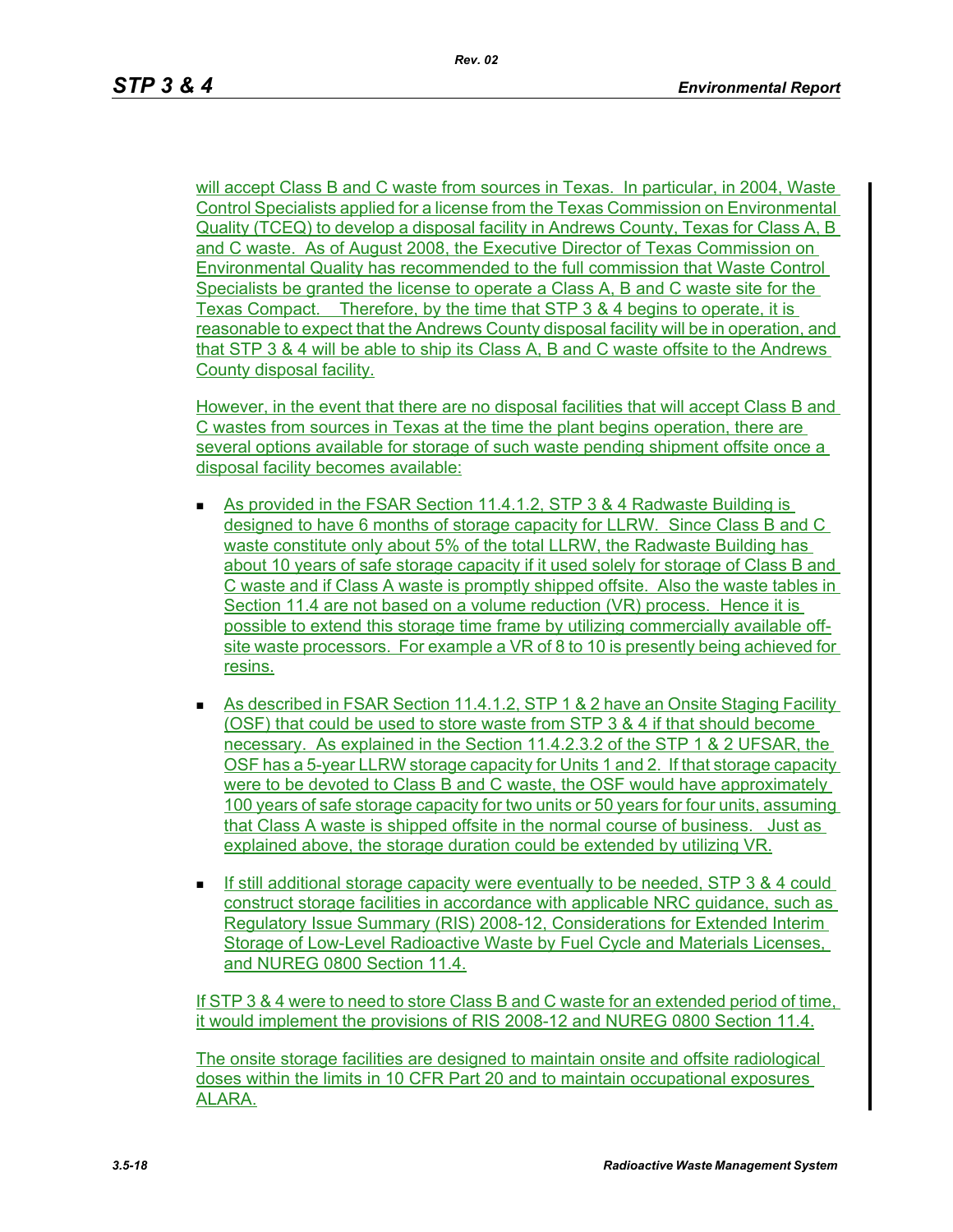will accept Class B and C waste from sources in Texas. In particular, in 2004, Waste Control Specialists applied for a license from the Texas Commission on Environmental Quality (TCEQ) to develop a disposal facility in Andrews County, Texas for Class A, B and C waste. As of August 2008, the Executive Director of Texas Commission on Environmental Quality has recommended to the full commission that Waste Control Specialists be granted the license to operate a Class A, B and C waste site for the Texas Compact. Therefore, by the time that STP 3 & 4 begins to operate, it is reasonable to expect that the Andrews County disposal facility will be in operation, and that STP 3 & 4 will be able to ship its Class A, B and C waste offsite to the Andrews County disposal facility.

However, in the event that there are no disposal facilities that will accept Class B and C wastes from sources in Texas at the time the plant begins operation, there are several options available for storage of such waste pending shipment offsite once a disposal facility becomes available:

- As provided in the FSAR Section 11.4.1.2, STP 3 & 4 Radwaste Building is designed to have 6 months of storage capacity for LLRW. Since Class B and C waste constitute only about 5% of the total LLRW, the Radwaste Building has about 10 years of safe storage capacity if it used solely for storage of Class B and C waste and if Class A waste is promptly shipped offsite. Also the waste tables in Section 11.4 are not based on a volume reduction (VR) process. Hence it is possible to extend this storage time frame by utilizing commercially available off-site waste processors. For example a VR of 8 to 10 is presently being achieved for resins.
- As described in FSAR Section 11.4.1.2, STP 1 & 2 have an Onsite Staging Facility (OSF) that could be used to store waste from STP 3 & 4 if that should become necessary. As explained in the Section 11.4.2.3.2 of the STP 1 & 2 UFSAR, the OSF has a 5-year LLRW storage capacity for Units 1 and 2. If that storage capacity were to be devoted to Class B and C waste, the OSF would have approximately 100 years of safe storage capacity for two units or 50 years for four units, assuming that Class A waste is shipped offsite in the normal course of business. Just as explained above, the storage duration could be extended by utilizing VR.
- If still additional storage capacity were eventually to be needed, STP 3 & 4 could construct storage facilities in accordance with applicable NRC guidance, such as Regulatory Issue Summary (RIS) 2008-12, Considerations for Extended Interim Storage of Low-Level Radioactive Waste by Fuel Cycle and Materials Licenses, and NUREG 0800 Section 11.4.

If STP 3 & 4 were to need to store Class B and C waste for an extended period of time, it would implement the provisions of RIS 2008-12 and NUREG 0800 Section 11.4.

The onsite storage facilities are designed to maintain onsite and offsite radiological doses within the limits in 10 CFR Part 20 and to maintain occupational exposures ALARA.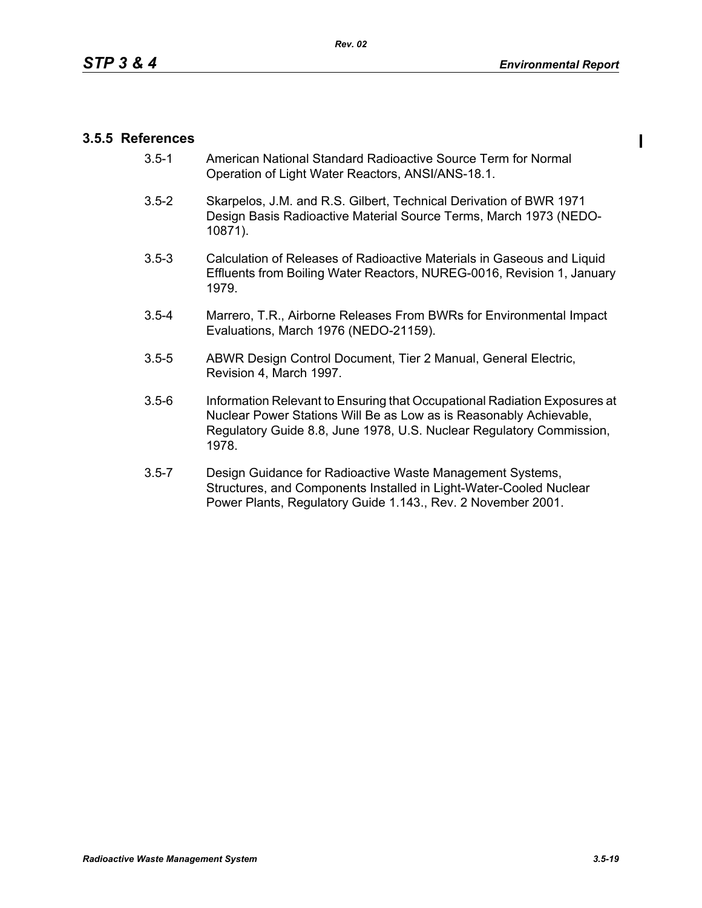### 3.5.5 References

3.5-1 American National Standard Radioactive Source Term for Normal Operation of Light Water Reactors, ANSI/ANS-18.1.

3.5-2 Skarpelos, J.M. and R.S. Gilbert, Technical Derivation of BWR 1971 Design Basis Radioactive Material Source Terms, March 1973 (NEDO-10871).

3.5-3 Calculation of Releases of Radioactive Materials in Gaseous and Liquid Effluents from Boiling Water Reactors, NUREG-0016, Revision 1, January 1979.

3.5-4 Marrero, T.R., Airborne Releases From BWRs for Environmental Impact Evaluations, March 1976 (NEDO-21159).

3.5-5 ABWR Design Control Document, Tier 2 Manual, General Electric, Revision 4, March 1997.

3.5-6 Information Relevant to Ensuring that Occupational Radiation Exposures at Nuclear Power Stations Will Be as Low as is Reasonably Achievable, Regulatory Guide 8.8, June 1978, U.S. Nuclear Regulatory Commission, 1978.

3.5-7 Design Guidance for Radioactive Waste Management Systems, Structures, and Components Installed in Light-Water-Cooled Nuclear Power Plants, Regulatory Guide 1.143., Rev. 2 November 2001.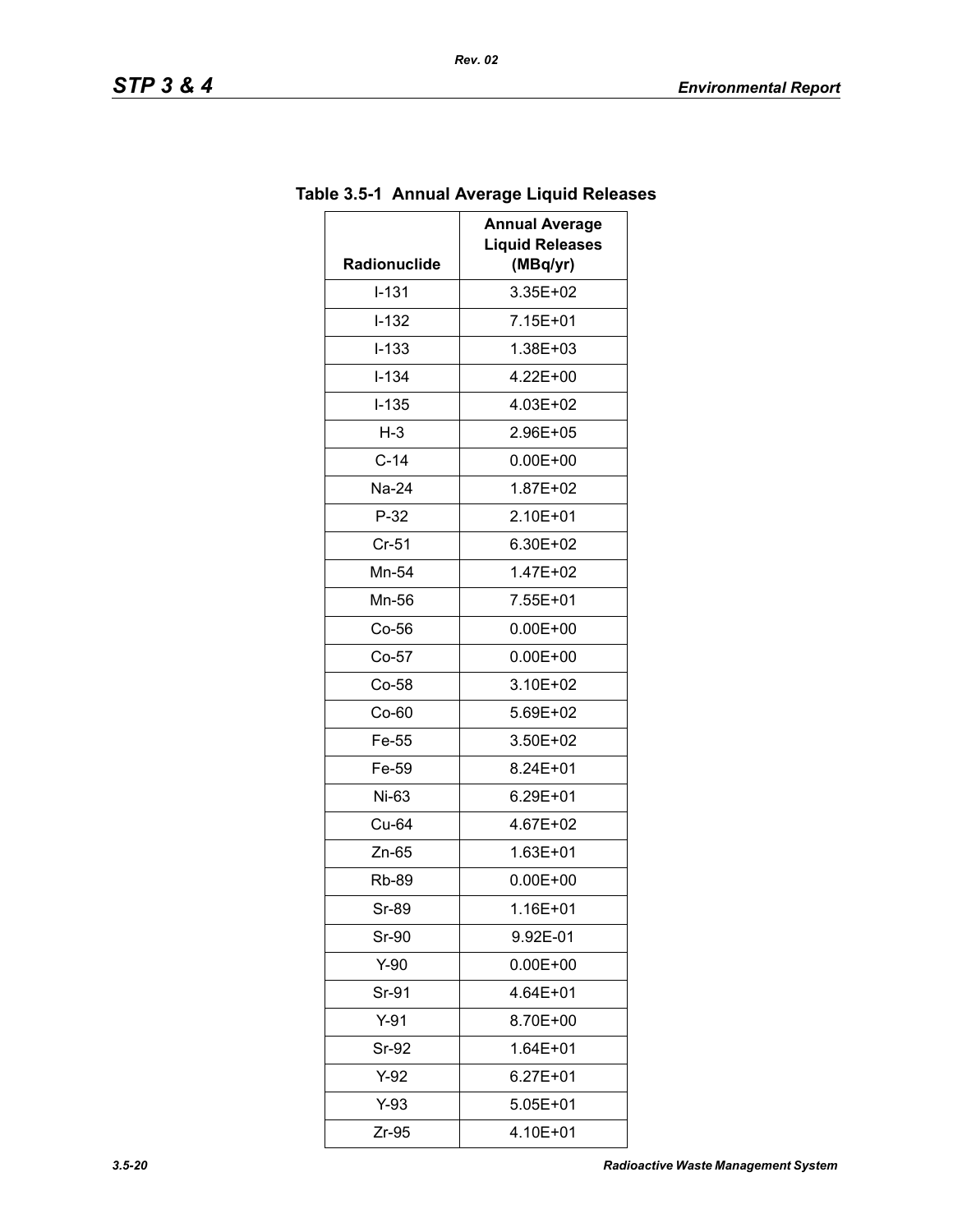**Table 3.5-1 Annual Average Liquid Releases**

| Radionuclide | Annual Average Liquid Releases (MBq/yr) |
|---|---|
| I-131 | 3.35E+02 |
| I-132 | 7.15E+01 |
| I-133 | 1.38E+03 |
| I-134 | 4.22E+00 |
| I-135 | 4.03E+02 |
| H-3 | 2.96E+05 |
| C-14 | 0.00E+00 |
| Na-24 | 1.87E+02 |
| P-32 | 2.10E+01 |
| Cr-51 | 6.30E+02 |
| Mn-54 | 1.47E+02 |
| Mn-56 | 7.55E+01 |
| Co-56 | 0.00E+00 |
| Co-57 | 0.00E+00 |
| Co-58 | 3.10E+02 |
| Co-60 | 5.69E+02 |
| Fe-55 | 3.50E+02 |
| Fe-59 | 8.24E+01 |
| Ni-63 | 6.29E+01 |
| Cu-64 | 4.67E+02 |
| Zn-65 | 1.63E+01 |
| Rb-89 | 0.00E+00 |
| Sr-89 | 1.16E+01 |
| Sr-90 | 9.92E-01 |
| Y-90 | 0.00E+00 |
| Sr-91 | 4.64E+01 |
| Y-91 | 8.70E+00 |
| Sr-92 | 1.64E+01 |
| Y-92 | 6.27E+01 |
| Y-93 | 5.05E+01 |
| Zr-95 | 4.10E+01 |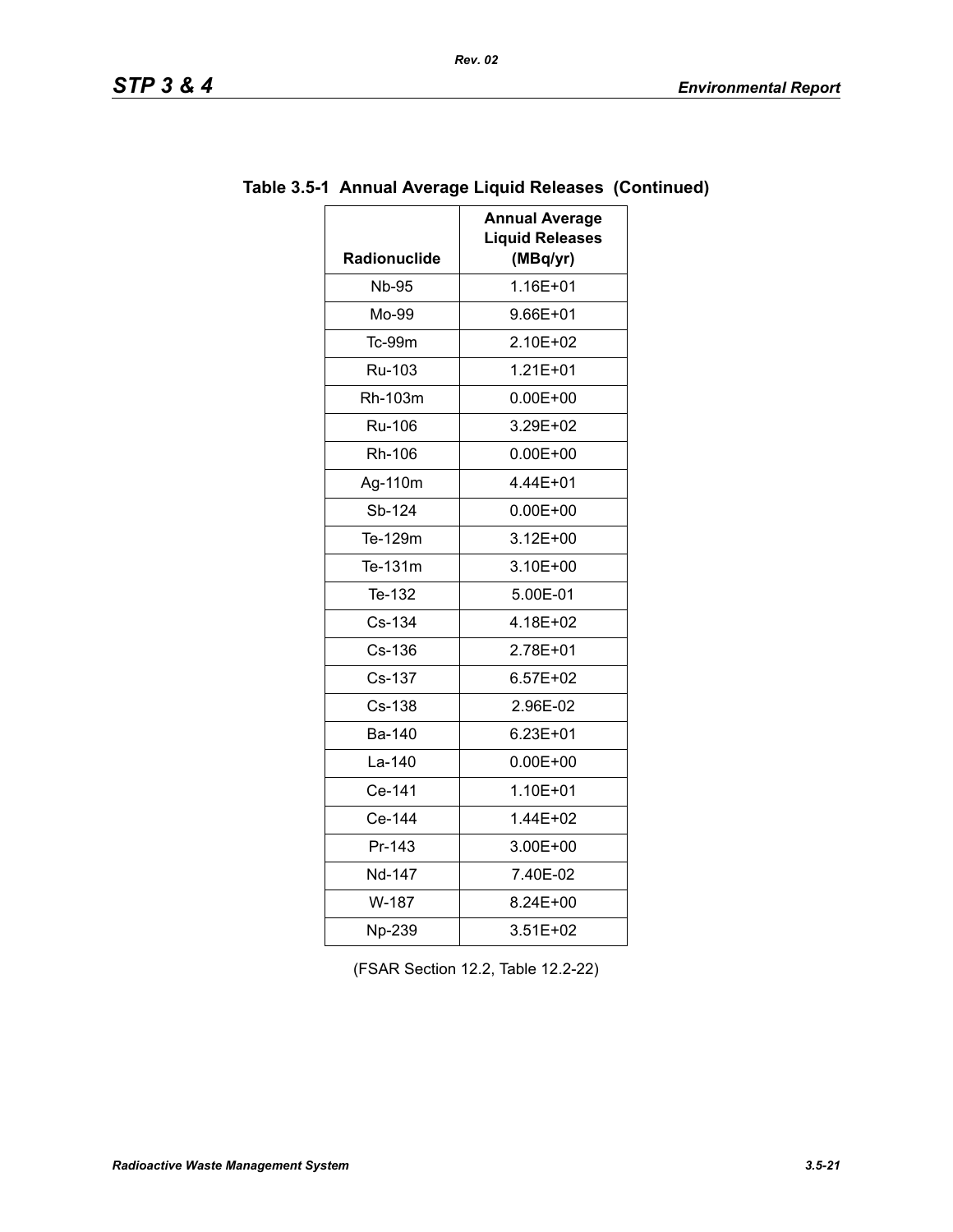**Table 3.5-1 Annual Average Liquid Releases (Continued)**

| Radionuclide | Annual Average Liquid Releases (MBq/yr) |
|---|---|
| Nb-95 | 1.16E+01 |
| Mo-99 | 9.66E+01 |
| Tc-99m | 2.10E+02 |
| Ru-103 | 1.21E+01 |
| Rh-103m | 0.00E+00 |
| Ru-106 | 3.29E+02 |
| Rh-106 | 0.00E+00 |
| Ag-110m | 4.44E+01 |
| Sb-124 | 0.00E+00 |
| Te-129m | 3.12E+00 |
| Te-131m | 3.10E+00 |
| Te-132 | 5.00E-01 |
| Cs-134 | 4.18E+02 |
| Cs-136 | 2.78E+01 |
| Cs-137 | 6.57E+02 |
| Cs-138 | 2.96E-02 |
| Ba-140 | 6.23E+01 |
| La-140 | 0.00E+00 |
| Ce-141 | 1.10E+01 |
| Ce-144 | 1.44E+02 |
| Pr-143 | 3.00E+00 |
| Nd-147 | 7.40E-02 |
| W-187 | 8.24E+00 |
| Np-239 | 3.51E+02 |

(FSAR Section 12.2, Table 12.2-22)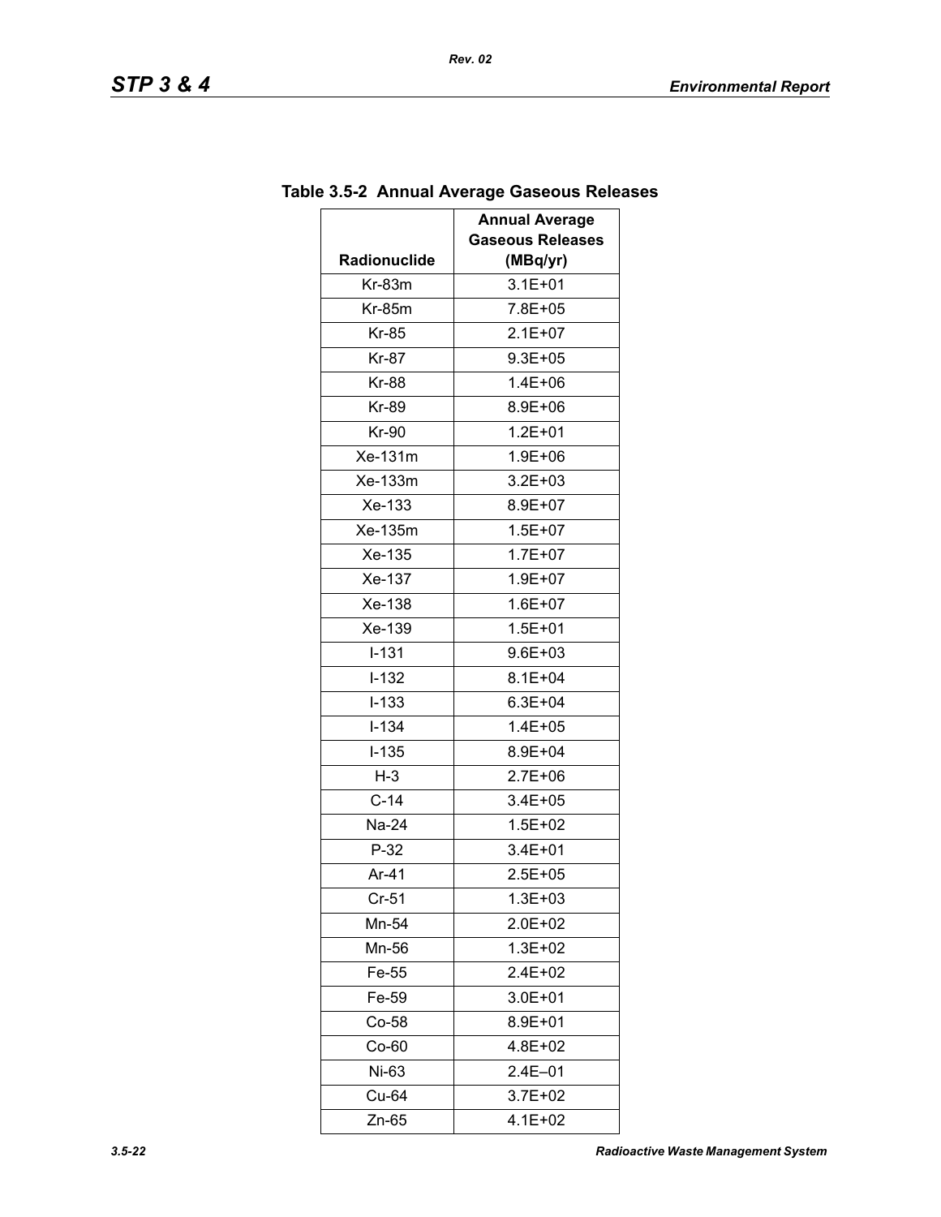**Table 3.5-2 Annual Average Gaseous Releases**

| Radionuclide | Annual Average Gaseous Releases (MBq/yr) |
|---|---|
| Kr-83m | 3.1E+01 |
| Kr-85m | 7.8E+05 |
| Kr-85 | 2.1E+07 |
| Kr-87 | 9.3E+05 |
| Kr-88 | 1.4E+06 |
| Kr-89 | 8.9E+06 |
| Kr-90 | 1.2E+01 |
| Xe-131m | 1.9E+06 |
| Xe-133m | 3.2E+03 |
| Xe-133 | 8.9E+07 |
| Xe-135m | 1.5E+07 |
| Xe-135 | 1.7E+07 |
| Xe-137 | 1.9E+07 |
| Xe-138 | 1.6E+07 |
| Xe-139 | 1.5E+01 |
| I-131 | 9.6E+03 |
| I-132 | 8.1E+04 |
| I-133 | 6.3E+04 |
| I-134 | 1.4E+05 |
| I-135 | 8.9E+04 |
| H-3 | 2.7E+06 |
| C-14 | 3.4E+05 |
| Na-24 | 1.5E+02 |
| P-32 | 3.4E+01 |
| Ar-41 | 2.5E+05 |
| Cr-51 | 1.3E+03 |
| Mn-54 | 2.0E+02 |
| Mn-56 | 1.3E+02 |
| Fe-55 | 2.4E+02 |
| Fe-59 | 3.0E+01 |
| Co-58 | 8.9E+01 |
| Co-60 | 4.8E+02 |
| Ni-63 | 2.4E–01 |
| Cu-64 | 3.7E+02 |
| Zn-65 | 4.1E+02 |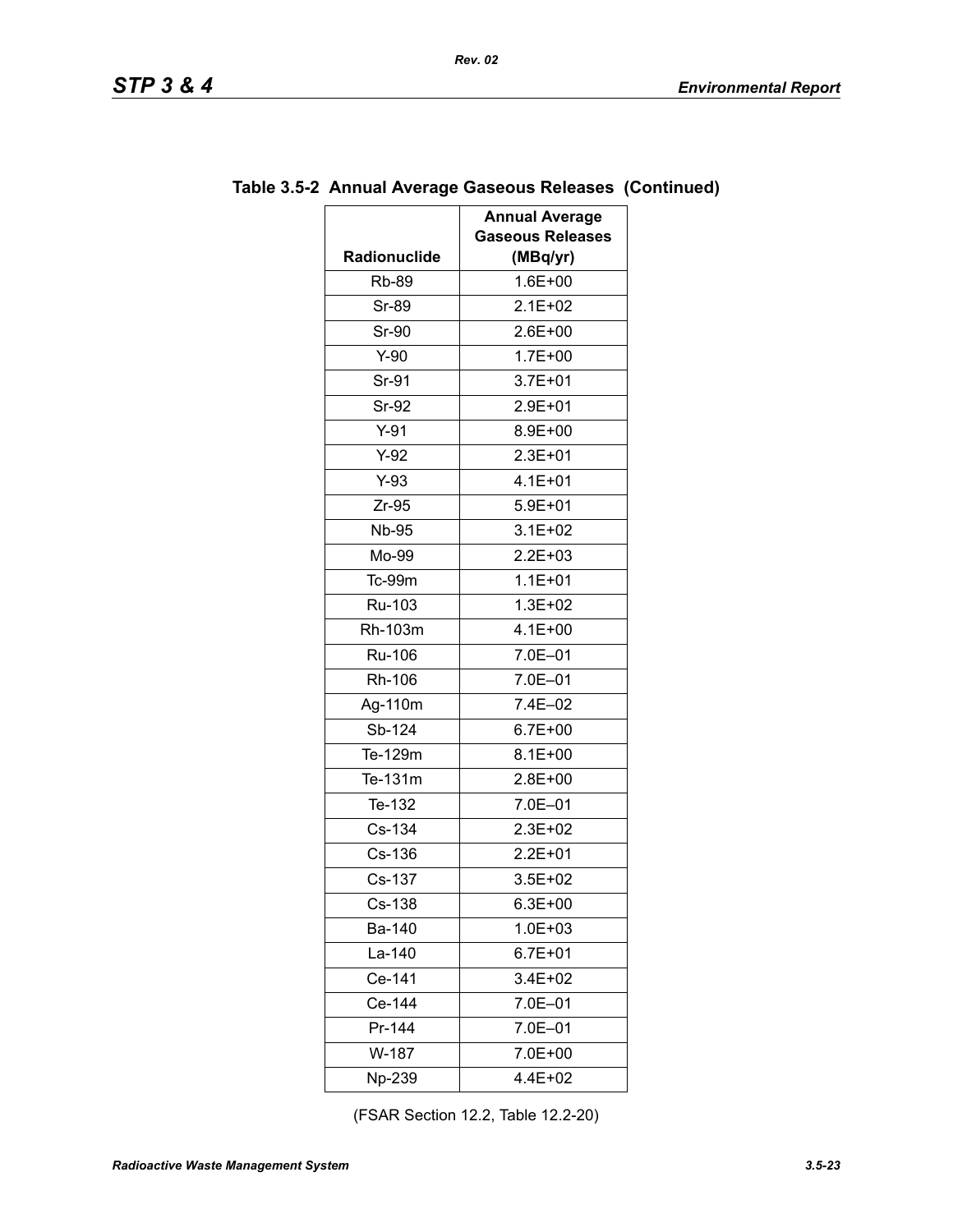**Table 3.5-2 Annual Average Gaseous Releases (Continued)**

| Radionuclide | Annual Average Gaseous Releases (MBq/yr) |
|---|---|
| Rb-89 | 1.6E+00 |
| Sr-89 | 2.1E+02 |
| Sr-90 | 2.6E+00 |
| Y-90 | 1.7E+00 |
| Sr-91 | 3.7E+01 |
| Sr-92 | 2.9E+01 |
| Y-91 | 8.9E+00 |
| Y-92 | 2.3E+01 |
| Y-93 | 4.1E+01 |
| Zr-95 | 5.9E+01 |
| Nb-95 | 3.1E+02 |
| Mo-99 | 2.2E+03 |
| Tc-99m | 1.1E+01 |
| Ru-103 | 1.3E+02 |
| Rh-103m | 4.1E+00 |
| Ru-106 | 7.0E–01 |
| Rh-106 | 7.0E–01 |
| Ag-110m | 7.4E–02 |
| Sb-124 | 6.7E+00 |
| Te-129m | 8.1E+00 |
| Te-131m | 2.8E+00 |
| Te-132 | 7.0E–01 |
| Cs-134 | 2.3E+02 |
| Cs-136 | 2.2E+01 |
| Cs-137 | 3.5E+02 |
| Cs-138 | 6.3E+00 |
| Ba-140 | 1.0E+03 |
| La-140 | 6.7E+01 |
| Ce-141 | 3.4E+02 |
| Ce-144 | 7.0E–01 |
| Pr-144 | 7.0E–01 |
| W-187 | 7.0E+00 |
| Np-239 | 4.4E+02 |

(FSAR Section 12.2, Table 12.2-20)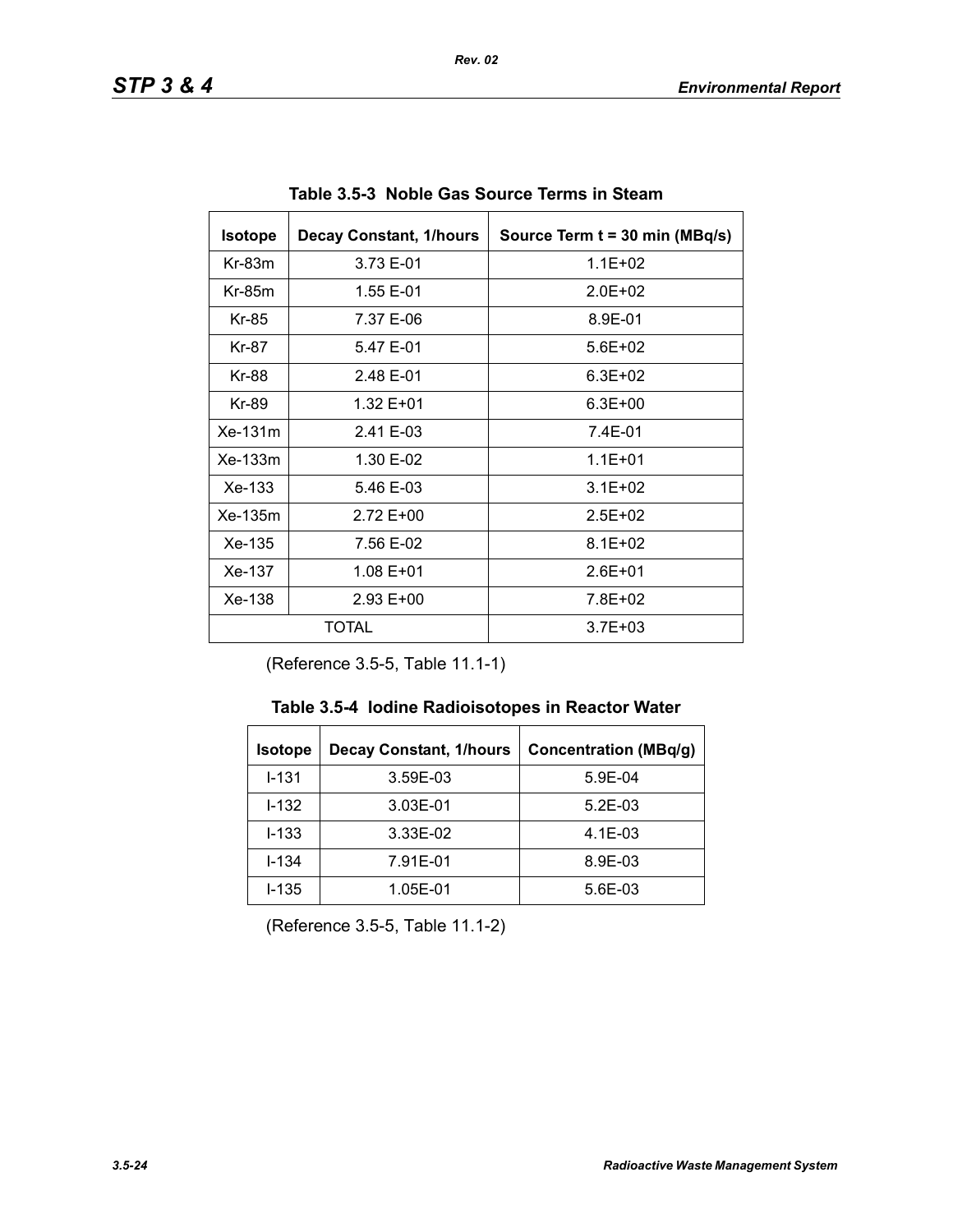**Table 3.5-3 Noble Gas Source Terms in Steam**

| Isotope | Decay Constant, 1/hours | Source Term t = 30 min (MBq/s) |
|---|---|---|
| Kr-83m | 3.73 E-01 | 1.1E+02 |
| Kr-85m | 1.55 E-01 | 2.0E+02 |
| Kr-85 | 7.37 E-06 | 8.9E-01 |
| Kr-87 | 5.47 E-01 | 5.6E+02 |
| Kr-88 | 2.48 E-01 | 6.3E+02 |
| Kr-89 | 1.32 E+01 | 6.3E+00 |
| Xe-131m | 2.41 E-03 | 7.4E-01 |
| Xe-133m | 1.30 E-02 | 1.1E+01 |
| Xe-133 | 5.46 E-03 | 3.1E+02 |
| Xe-135m | 2.72 E+00 | 2.5E+02 |
| Xe-135 | 7.56 E-02 | 8.1E+02 |
| Xe-137 | 1.08 E+01 | 2.6E+01 |
| Xe-138 | 2.93 E+00 | 7.8E+02 |
| TOTAL | | 3.7E+03 |

(Reference 3.5-5, Table 11.1-1)

**Table 3.5-4 Iodine Radioisotopes in Reactor Water**

| Isotope | Decay Constant, 1/hours | Concentration (MBq/g) |
|---|---|---|
| I-131 | 3.59E-03 | 5.9E-04 |
| I-132 | 3.03E-01 | 5.2E-03 |
| I-133 | 3.33E-02 | 4.1E-03 |
| I-134 | 7.91E-01 | 8.9E-03 |
| I-135 | 1.05E-01 | 5.6E-03 |

(Reference 3.5-5, Table 11.1-2)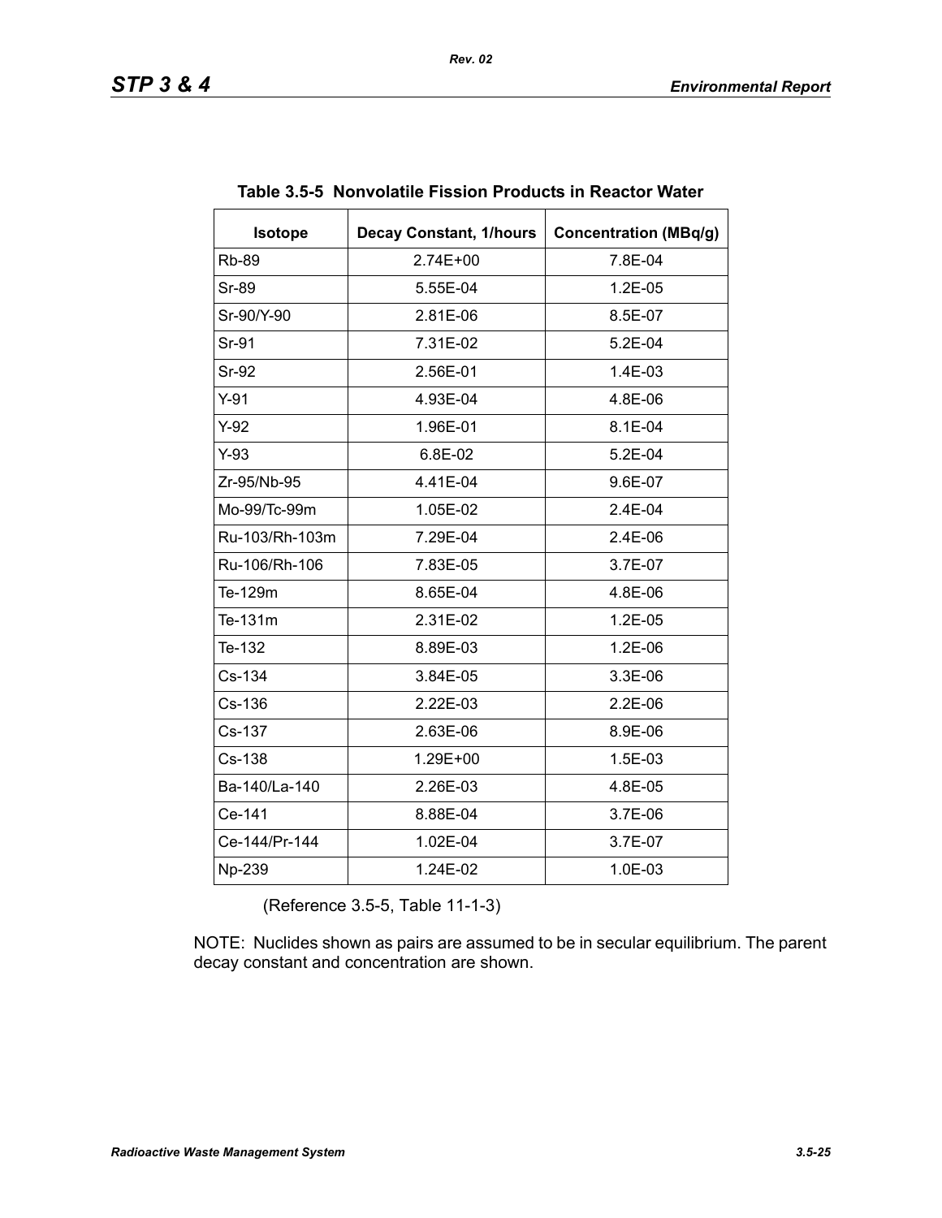**Table 3.5-5 Nonvolatile Fission Products in Reactor Water**

| Isotope | Decay Constant, 1/hours | Concentration (MBq/g) |
|---|---|---|
| Rb-89 | 2.74E+00 | 7.8E-04 |
| Sr-89 | 5.55E-04 | 1.2E-05 |
| Sr-90/Y-90 | 2.81E-06 | 8.5E-07 |
| Sr-91 | 7.31E-02 | 5.2E-04 |
| Sr-92 | 2.56E-01 | 1.4E-03 |
| Y-91 | 4.93E-04 | 4.8E-06 |
| Y-92 | 1.96E-01 | 8.1E-04 |
| Y-93 | 6.8E-02 | 5.2E-04 |
| Zr-95/Nb-95 | 4.41E-04 | 9.6E-07 |
| Mo-99/Tc-99m | 1.05E-02 | 2.4E-04 |
| Ru-103/Rh-103m | 7.29E-04 | 2.4E-06 |
| Ru-106/Rh-106 | 7.83E-05 | 3.7E-07 |
| Te-129m | 8.65E-04 | 4.8E-06 |
| Te-131m | 2.31E-02 | 1.2E-05 |
| Te-132 | 8.89E-03 | 1.2E-06 |
| Cs-134 | 3.84E-05 | 3.3E-06 |
| Cs-136 | 2.22E-03 | 2.2E-06 |
| Cs-137 | 2.63E-06 | 8.9E-06 |
| Cs-138 | 1.29E+00 | 1.5E-03 |
| Ba-140/La-140 | 2.26E-03 | 4.8E-05 |
| Ce-141 | 8.88E-04 | 3.7E-06 |
| Ce-144/Pr-144 | 1.02E-04 | 3.7E-07 |
| Np-239 | 1.24E-02 | 1.0E-03 |

(Reference 3.5-5, Table 11-1-3)

NOTE: Nuclides shown as pairs are assumed to be in secular equilibrium. The parent decay constant and concentration are shown.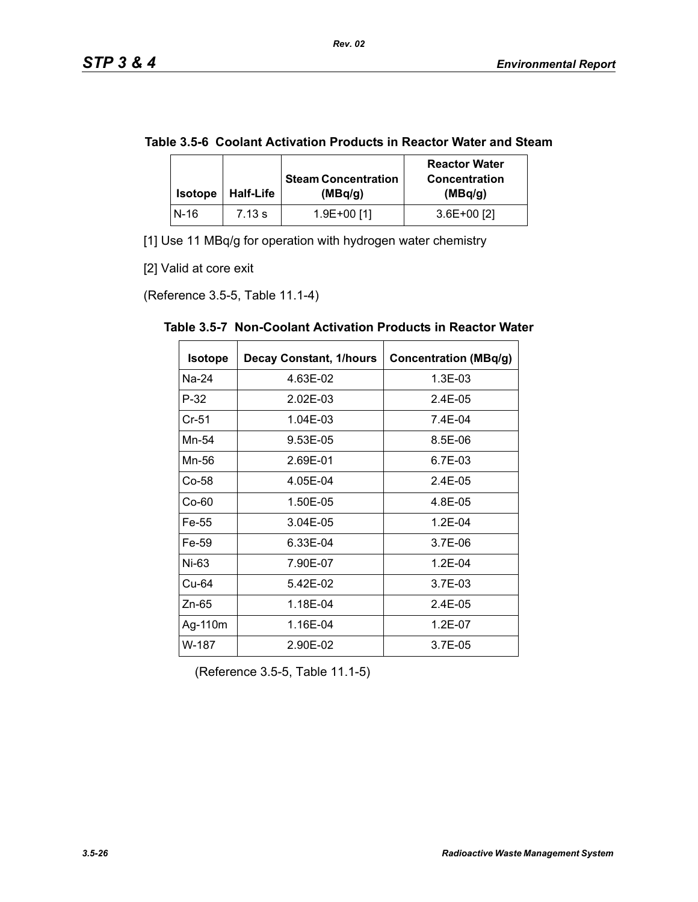**Table 3.5-6 Coolant Activation Products in Reactor Water and Steam**

| Isotope | Half-Life | Steam Concentration (MBq/g) | Reactor Water Concentration (MBq/g) |
|---|---|---|---|
| N-16 | 7.13 s | 1.9E+00 [1] | 3.6E+00 [2] |

[1] Use 11 MBq/g for operation with hydrogen water chemistry

[2] Valid at core exit

(Reference 3.5-5, Table 11.1-4)

**Table 3.5-7 Non-Coolant Activation Products in Reactor Water**

| Isotope | Decay Constant, 1/hours | Concentration (MBq/g) |
|---|---|---|
| Na-24 | 4.63E-02 | 1.3E-03 |
| P-32 | 2.02E-03 | 2.4E-05 |
| Cr-51 | 1.04E-03 | 7.4E-04 |
| Mn-54 | 9.53E-05 | 8.5E-06 |
| Mn-56 | 2.69E-01 | 6.7E-03 |
| Co-58 | 4.05E-04 | 2.4E-05 |
| Co-60 | 1.50E-05 | 4.8E-05 |
| Fe-55 | 3.04E-05 | 1.2E-04 |
| Fe-59 | 6.33E-04 | 3.7E-06 |
| Ni-63 | 7.90E-07 | 1.2E-04 |
| Cu-64 | 5.42E-02 | 3.7E-03 |
| Zn-65 | 1.18E-04 | 2.4E-05 |
| Ag-110m | 1.16E-04 | 1.2E-07 |
| W-187 | 2.90E-02 | 3.7E-05 |

(Reference 3.5-5, Table 11.1-5)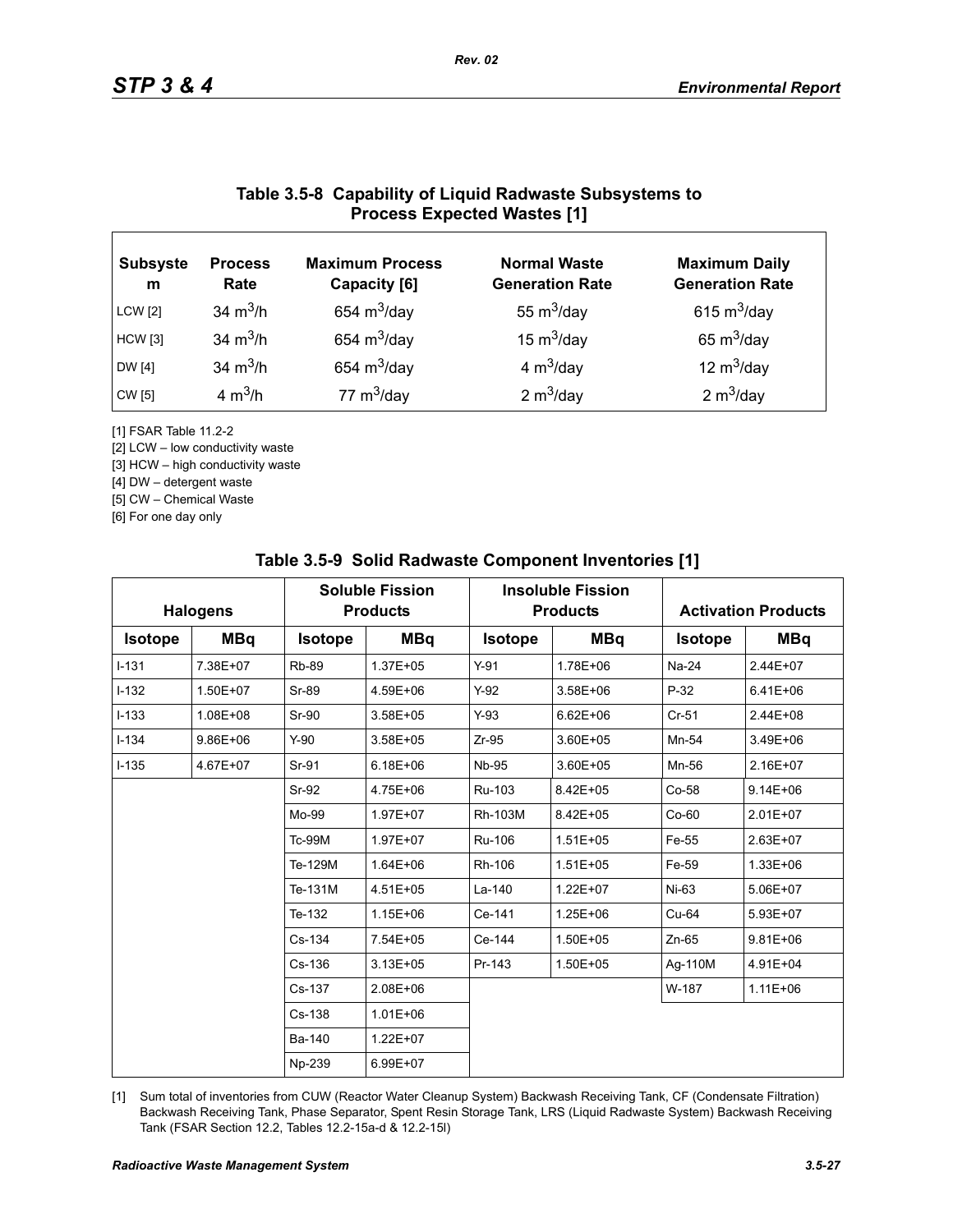## Table 3.5-8 Capability of Liquid Radwaste Subsystems to Process Expected Wastes [1]

| Subsystem | Process Rate | Maximum Process Capacity [6] | Normal Waste Generation Rate | Maximum Daily Generation Rate |
|---|---|---|---|---|
| LCW [2] | 34 $m^3$/h | 654 $m^3$/day | 55 $m^3$/day | 615 $m^3$/day |
| HCW [3] | 34 $m^3$/h | 654 $m^3$/day | 15 $m^3$/day | 65 $m^3$/day |
| DW [4] | 34 $m^3$/h | 654 $m^3$/day | 4 $m^3$/day | 12 $m^3$/day |
| CW [5] | 4 $m^3$/h | 77 $m^3$/day | 2 $m^3$/day | 2 $m^3$/day |

[1] FSAR Table 11.2-2

[2] LCW – low conductivity waste

[3] HCW – high conductivity waste

[4] DW – detergent waste

[5] CW – Chemical Waste

[6] For one day only

## Table 3.5-9 Solid Radwaste Component Inventories [1]

| Halogens | | Soluble Fission Products | | Insoluble Fission Products | | Activation Products | |
|---|---|---|---|---|---|---|---|
| Isotope | MBq | Isotope | MBq | Isotope | MBq | Isotope | MBq |
| I-131 | 7.38E+07 | Rb-89 | 1.37E+05 | Y-91 | 1.78E+06 | Na-24 | 2.44E+07 |
| I-132 | 1.50E+07 | Sr-89 | 4.59E+06 | Y-92 | 3.58E+06 | P-32 | 6.41E+06 |
| I-133 | 1.08E+08 | Sr-90 | 3.58E+05 | Y-93 | 6.62E+06 | Cr-51 | 2.44E+08 |
| I-134 | 9.86E+06 | Y-90 | 3.58E+05 | Zr-95 | 3.60E+05 | Mn-54 | 3.49E+06 |
| I-135 | 4.67E+07 | Sr-91 | 6.18E+06 | Nb-95 | 3.60E+05 | Mn-56 | 2.16E+07 |
| | | Sr-92 | 4.75E+06 | Ru-103 | 8.42E+05 | Co-58 | 9.14E+06 |
| | | Mo-99 | 1.97E+07 | Rh-103M | 8.42E+05 | Co-60 | 2.01E+07 |
| | | Tc-99M | 1.97E+07 | Ru-106 | 1.51E+05 | Fe-55 | 2.63E+07 |
| | | Te-129M | 1.64E+06 | Rh-106 | 1.51E+05 | Fe-59 | 1.33E+06 |
| | | Te-131M | 4.51E+05 | La-140 | 1.22E+07 | Ni-63 | 5.06E+07 |
| | | Te-132 | 1.15E+06 | Ce-141 | 1.25E+06 | Cu-64 | 5.93E+07 |
| | | Cs-134 | 7.54E+05 | Ce-144 | 1.50E+05 | Zn-65 | 9.81E+06 |
| | | Cs-136 | 3.13E+05 | Pr-143 | 1.50E+05 | Ag-110M | 4.91E+04 |
| | | Cs-137 | 2.08E+06 | | | W-187 | 1.11E+06 |
| | | Cs-138 | 1.01E+06 | | | | |
| | | Ba-140 | 1.22E+07 | | | | |
| | | Np-239 | 6.99E+07 | | | | |

[1] Sum total of inventories from CUW (Reactor Water Cleanup System) Backwash Receiving Tank, CF (Condensate Filtration) Backwash Receiving Tank, Phase Separator, Spent Resin Storage Tank, LRS (Liquid Radwaste System) Backwash Receiving Tank (FSAR Section 12.2, Tables 12.2-15a-d & 12.2-15l)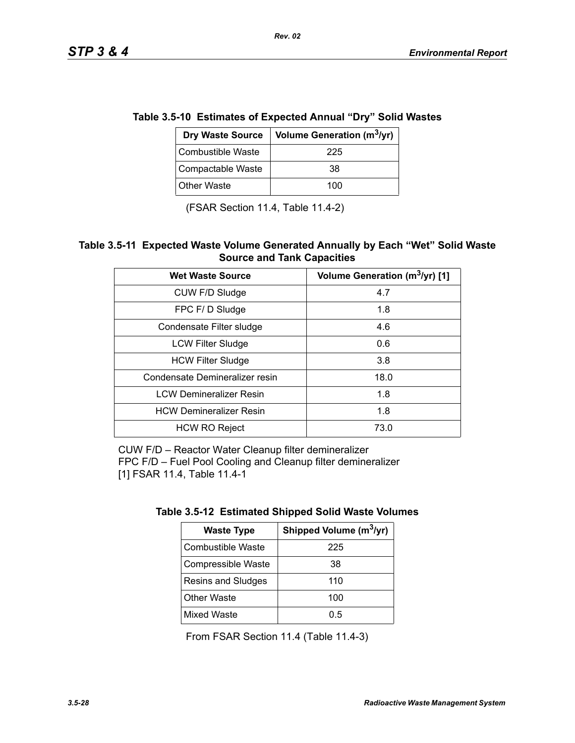**Table 3.5-10 Estimates of Expected Annual “Dry” Solid Wastes**

| Dry Waste Source | Volume Generation ($m^3$/yr) |
|---|---|
| Combustible Waste | 225 |
| Compactable Waste | 38 |
| Other Waste | 100 |

(FSAR Section 11.4, Table 11.4-2)

**Table 3.5-11 Expected Waste Volume Generated Annually by Each “Wet” Solid Waste Source and Tank Capacities**

| Wet Waste Source | Volume Generation ($m^3$/yr) [1] |
|---|---|
| CUW F/D Sludge | 4.7 |
| FPC F/ D Sludge | 1.8 |
| Condensate Filter sludge | 4.6 |
| LCW Filter Sludge | 0.6 |
| HCW Filter Sludge | 3.8 |
| Condensate Demineralizer resin | 18.0 |
| LCW Demineralizer Resin | 1.8 |
| HCW Demineralizer Resin | 1.8 |
| HCW RO Reject | 73.0 |

CUW F/D – Reactor Water Cleanup filter demineralizer
FPC F/D – Fuel Pool Cooling and Cleanup filter demineralizer
[1] FSAR 11.4, Table 11.4-1

**Table 3.5-12 Estimated Shipped Solid Waste Volumes**

| Waste Type | Shipped Volume ($m^3$/yr) |
|---|---|
| Combustible Waste | 225 |
| Compressible Waste | 38 |
| Resins and Sludges | 110 |
| Other Waste | 100 |
| Mixed Waste | 0.5 |

From FSAR Section 11.4 (Table 11.4-3)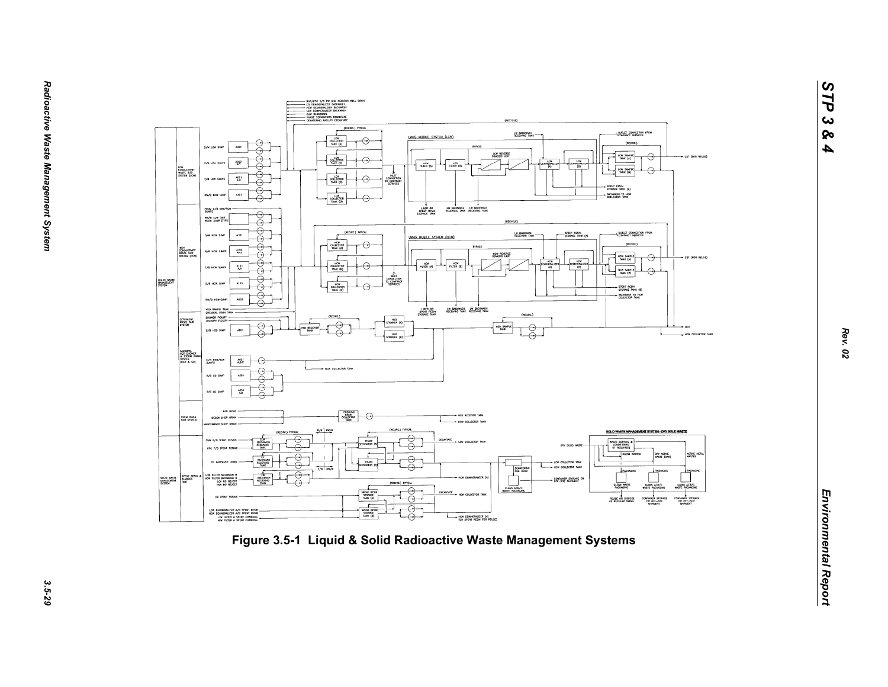Figure 3.5-1 Liquid & Solid Radioactive Waste Management Systems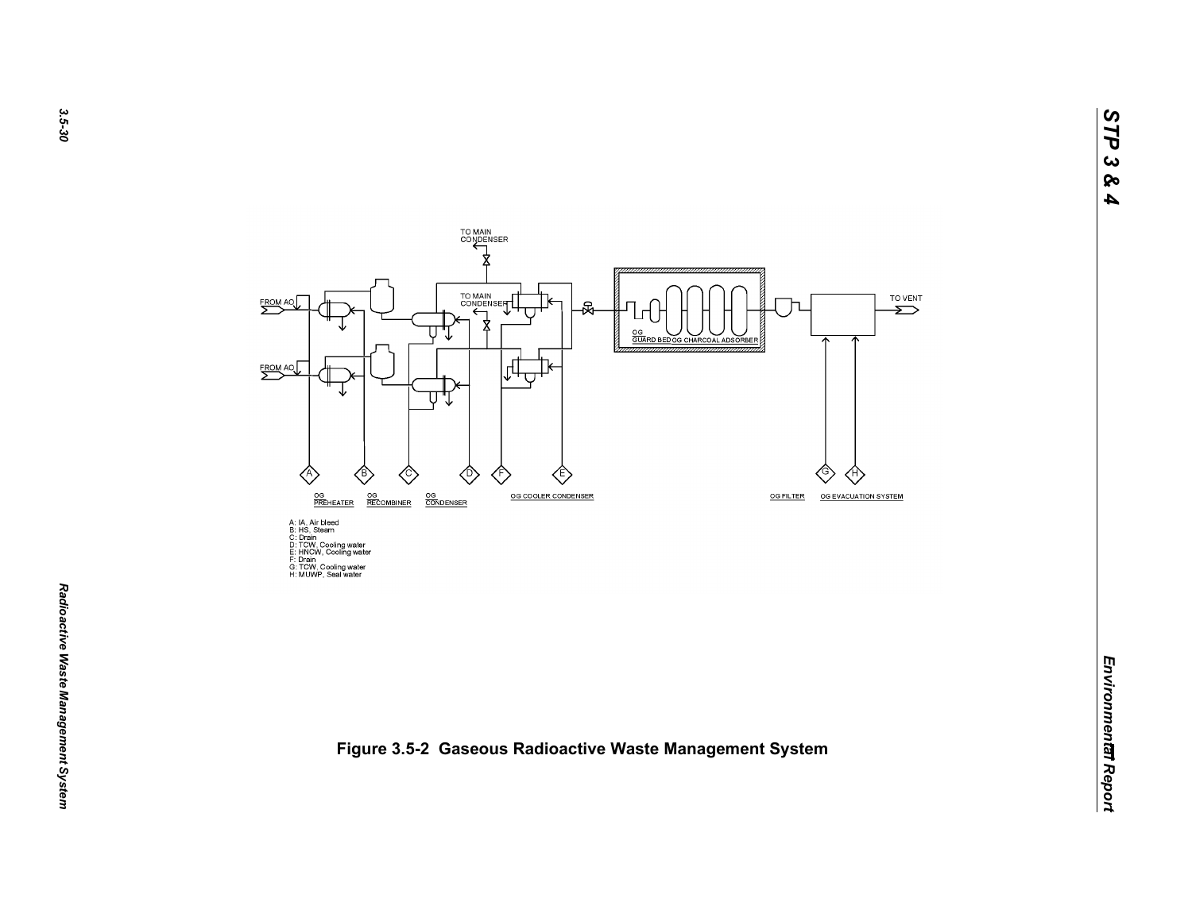TO MAIN CONDENSER

TO MAIN CONDENSER

FROM AO

FROM AO

OG GUARD BED

OG CHARCOAL ADSORBER

TO VENT

A

B

C

D

F

E

G

H

OG PREHEATER

OG RECOMBINER

OG CONDENSER

OG COOLER CONDENSER

OG FILTER

OG EVACUATION SYSTEM

A: IA, Air bleed
B: HS, Steam
C: Drain
D: TCW, Cooling water
E: HNCW, Cooling water
F: Drain
G: TCW, Cooling water
H: MUWP, Seal water

**Figure 3.5-2 Gaseous Radioactive Waste Management System**